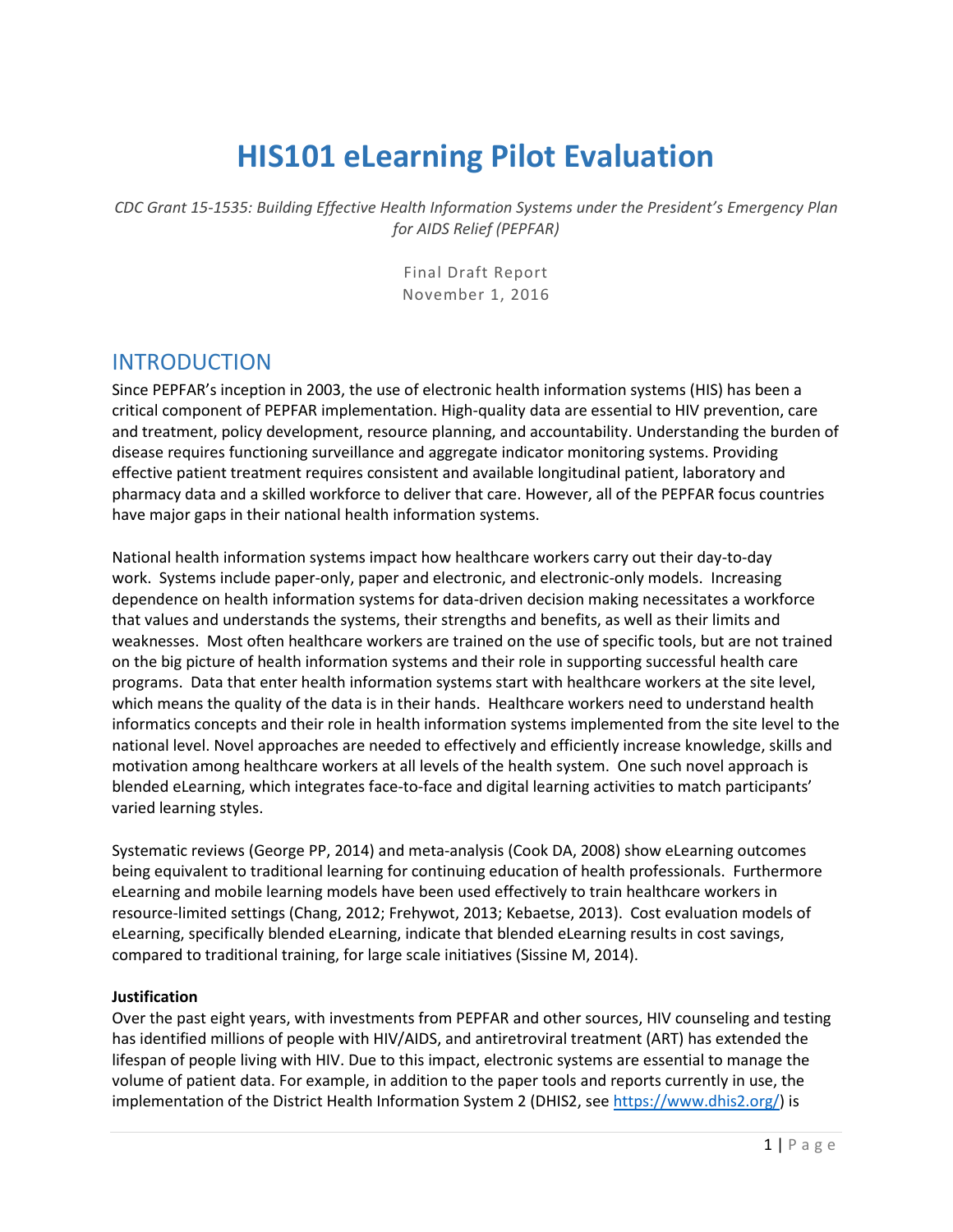# HIS101 eLearning Pilot Evaluation

*CDC Grant 15-1535: Building Effective Health Information Systems under the President's Emergency Plan for AIDS Relief (PEPFAR)*

Final Draft Report
November 1, 2016

## INTRODUCTION

Since PEPFAR's inception in 2003, the use of electronic health information systems (HIS) has been a critical component of PEPFAR implementation. High-quality data are essential to HIV prevention, care and treatment, policy development, resource planning, and accountability. Understanding the burden of disease requires functioning surveillance and aggregate indicator monitoring systems. Providing effective patient treatment requires consistent and available longitudinal patient, laboratory and pharmacy data and a skilled workforce to deliver that care. However, all of the PEPFAR focus countries have major gaps in their national health information systems.

National health information systems impact how healthcare workers carry out their day-to-day work. Systems include paper-only, paper and electronic, and electronic-only models. Increasing dependence on health information systems for data-driven decision making necessitates a workforce that values and understands the systems, their strengths and benefits, as well as their limits and weaknesses. Most often healthcare workers are trained on the use of specific tools, but are not trained on the big picture of health information systems and their role in supporting successful health care programs. Data that enter health information systems start with healthcare workers at the site level, which means the quality of the data is in their hands. Healthcare workers need to understand health informatics concepts and their role in health information systems implemented from the site level to the national level. Novel approaches are needed to effectively and efficiently increase knowledge, skills and motivation among healthcare workers at all levels of the health system. One such novel approach is blended eLearning, which integrates face-to-face and digital learning activities to match participants' varied learning styles.

Systematic reviews (George PP, 2014) and meta-analysis (Cook DA, 2008) show eLearning outcomes being equivalent to traditional learning for continuing education of health professionals. Furthermore eLearning and mobile learning models have been used effectively to train healthcare workers in resource-limited settings (Chang, 2012; Frehywot, 2013; Kebaetse, 2013). Cost evaluation models of eLearning, specifically blended eLearning, indicate that blended eLearning results in cost savings, compared to traditional training, for large scale initiatives (Sissine M, 2014).

**Justification**

Over the past eight years, with investments from PEPFAR and other sources, HIV counseling and testing has identified millions of people with HIV/AIDS, and antiretroviral treatment (ART) has extended the lifespan of people living with HIV. Due to this impact, electronic systems are essential to manage the volume of patient data. For example, in addition to the paper tools and reports currently in use, the implementation of the District Health Information System 2 (DHIS2, see [https://www.dhis2.org/](https://www.dhis2.org/)) is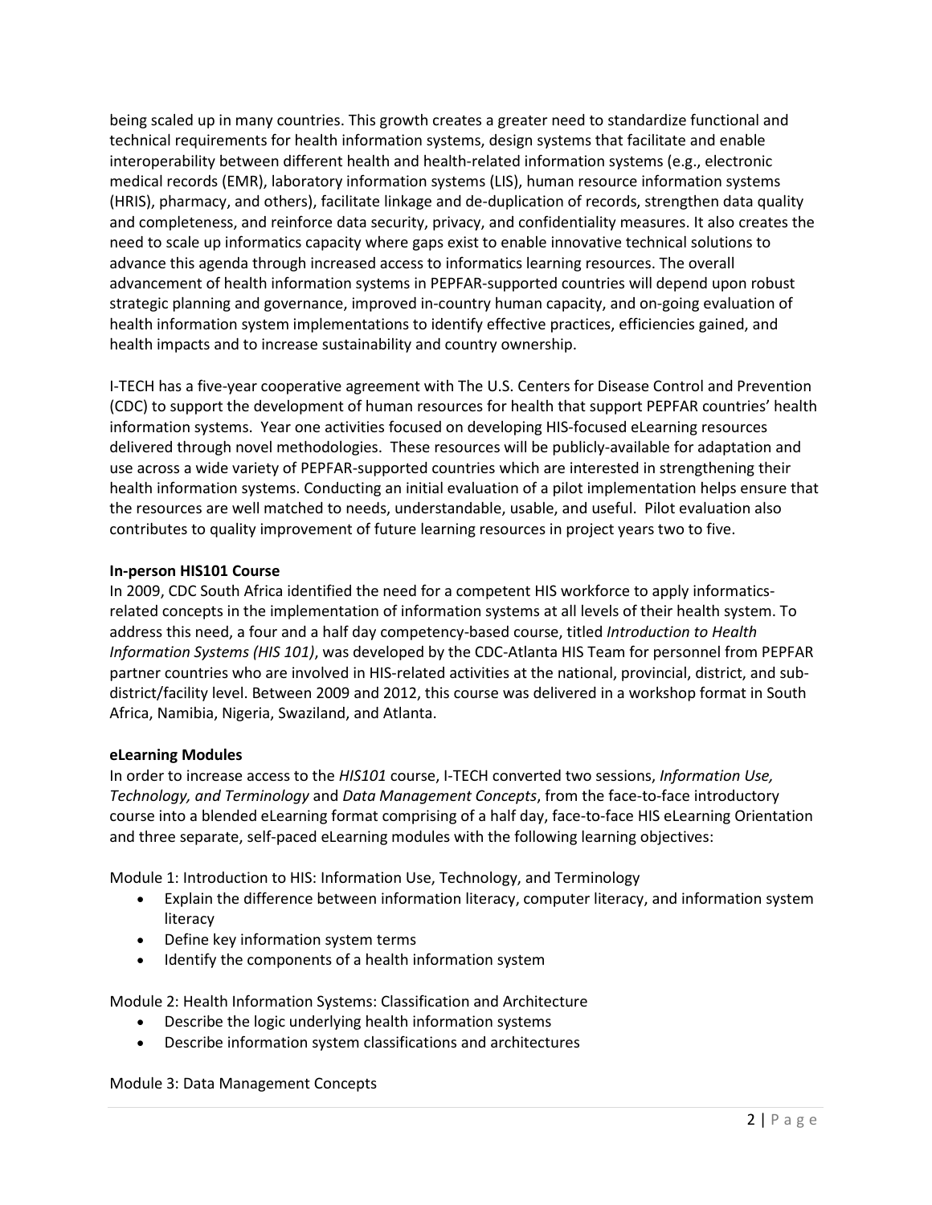being scaled up in many countries. This growth creates a greater need to standardize functional and technical requirements for health information systems, design systems that facilitate and enable interoperability between different health and health-related information systems (e.g., electronic medical records (EMR), laboratory information systems (LIS), human resource information systems (HRIS), pharmacy, and others), facilitate linkage and de-duplication of records, strengthen data quality and completeness, and reinforce data security, privacy, and confidentiality measures. It also creates the need to scale up informatics capacity where gaps exist to enable innovative technical solutions to advance this agenda through increased access to informatics learning resources. The overall advancement of health information systems in PEPFAR-supported countries will depend upon robust strategic planning and governance, improved in-country human capacity, and on-going evaluation of health information system implementations to identify effective practices, efficiencies gained, and health impacts and to increase sustainability and country ownership.

I-TECH has a five-year cooperative agreement with The U.S. Centers for Disease Control and Prevention (CDC) to support the development of human resources for health that support PEPFAR countries' health information systems. Year one activities focused on developing HIS-focused eLearning resources delivered through novel methodologies. These resources will be publicly-available for adaptation and use across a wide variety of PEPFAR-supported countries which are interested in strengthening their health information systems. Conducting an initial evaluation of a pilot implementation helps ensure that the resources are well matched to needs, understandable, usable, and useful. Pilot evaluation also contributes to quality improvement of future learning resources in project years two to five.

**In-person HIS101 Course**

In 2009, CDC South Africa identified the need for a competent HIS workforce to apply informatics-related concepts in the implementation of information systems at all levels of their health system. To address this need, a four and a half day competency-based course, titled *Introduction to Health Information Systems (HIS 101)*, was developed by the CDC-Atlanta HIS Team for personnel from PEPFAR partner countries who are involved in HIS-related activities at the national, provincial, district, and sub-district/facility level. Between 2009 and 2012, this course was delivered in a workshop format in South Africa, Namibia, Nigeria, Swaziland, and Atlanta.

**eLearning Modules**

In order to increase access to the *HIS101* course, I-TECH converted two sessions, *Information Use, Technology, and Terminology* and *Data Management Concepts*, from the face-to-face introductory course into a blended eLearning format comprising of a half day, face-to-face HIS eLearning Orientation and three separate, self-paced eLearning modules with the following learning objectives:

Module 1: Introduction to HIS: Information Use, Technology, and Terminology

- Explain the difference between information literacy, computer literacy, and information system literacy
- Define key information system terms
- Identify the components of a health information system

Module 2: Health Information Systems: Classification and Architecture

- Describe the logic underlying health information systems
- Describe information system classifications and architectures

Module 3: Data Management Concepts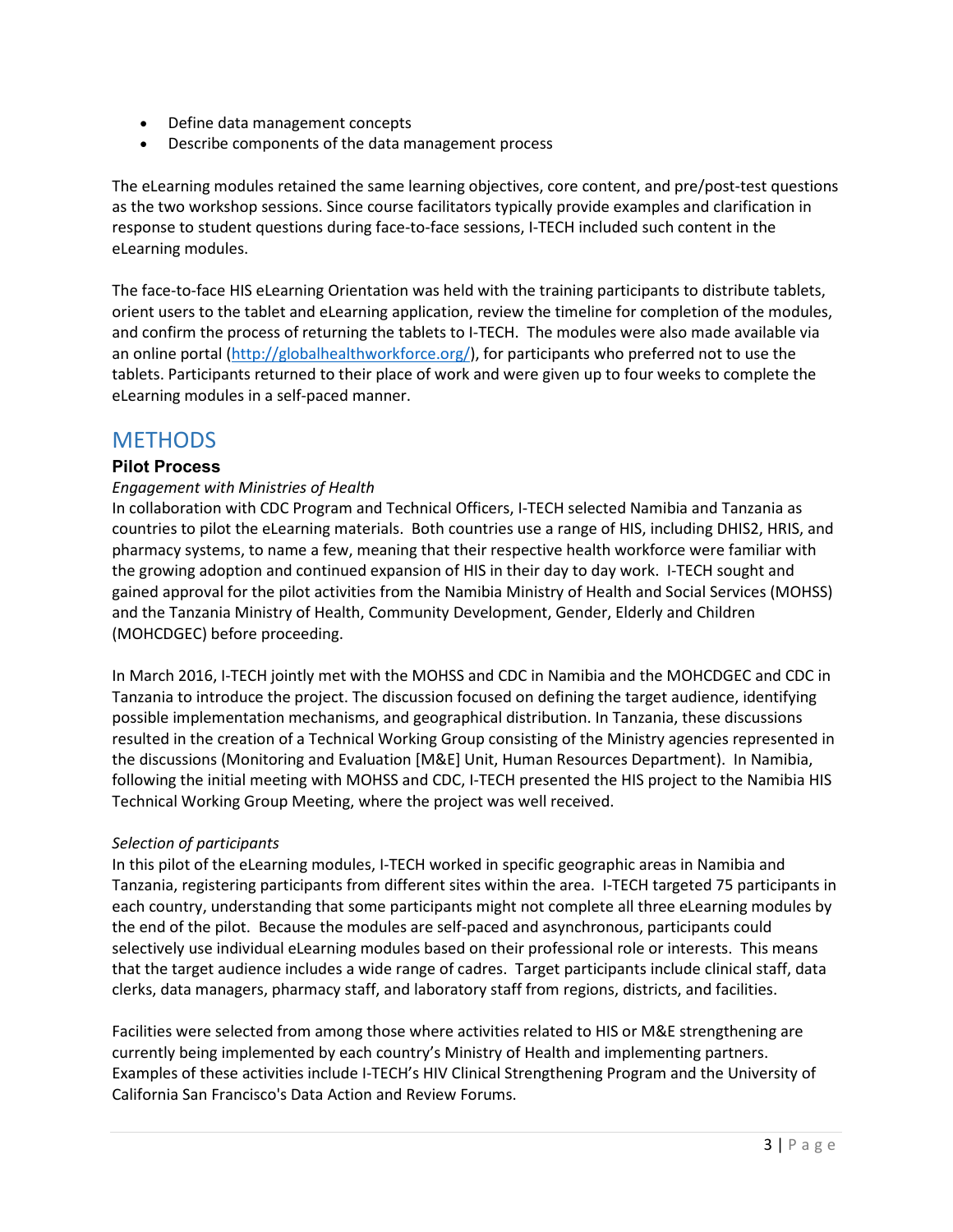- Define data management concepts
- Describe components of the data management process

The eLearning modules retained the same learning objectives, core content, and pre/post-test questions as the two workshop sessions. Since course facilitators typically provide examples and clarification in response to student questions during face-to-face sessions, I-TECH included such content in the eLearning modules.

The face-to-face HIS eLearning Orientation was held with the training participants to distribute tablets, orient users to the tablet and eLearning application, review the timeline for completion of the modules, and confirm the process of returning the tablets to I-TECH. The modules were also made available via an online portal (http://globalhealthworkforce.org/), for participants who preferred not to use the tablets. Participants returned to their place of work and were given up to four weeks to complete the eLearning modules in a self-paced manner.

# METHODS

## Pilot Process

*Engagement with Ministries of Health*

In collaboration with CDC Program and Technical Officers, I-TECH selected Namibia and Tanzania as countries to pilot the eLearning materials. Both countries use a range of HIS, including DHIS2, HRIS, and pharmacy systems, to name a few, meaning that their respective health workforce were familiar with the growing adoption and continued expansion of HIS in their day to day work. I-TECH sought and gained approval for the pilot activities from the Namibia Ministry of Health and Social Services (MOHSS) and the Tanzania Ministry of Health, Community Development, Gender, Elderly and Children (MOHCDGEC) before proceeding.

In March 2016, I-TECH jointly met with the MOHSS and CDC in Namibia and the MOHCDGEC and CDC in Tanzania to introduce the project. The discussion focused on defining the target audience, identifying possible implementation mechanisms, and geographical distribution. In Tanzania, these discussions resulted in the creation of a Technical Working Group consisting of the Ministry agencies represented in the discussions (Monitoring and Evaluation [M&E] Unit, Human Resources Department). In Namibia, following the initial meeting with MOHSS and CDC, I-TECH presented the HIS project to the Namibia HIS Technical Working Group Meeting, where the project was well received.

*Selection of participants*

In this pilot of the eLearning modules, I-TECH worked in specific geographic areas in Namibia and Tanzania, registering participants from different sites within the area. I-TECH targeted 75 participants in each country, understanding that some participants might not complete all three eLearning modules by the end of the pilot. Because the modules are self-paced and asynchronous, participants could selectively use individual eLearning modules based on their professional role or interests. This means that the target audience includes a wide range of cadres. Target participants include clinical staff, data clerks, data managers, pharmacy staff, and laboratory staff from regions, districts, and facilities.

Facilities were selected from among those where activities related to HIS or M&E strengthening are currently being implemented by each country's Ministry of Health and implementing partners. Examples of these activities include I-TECH's HIV Clinical Strengthening Program and the University of California San Francisco's Data Action and Review Forums.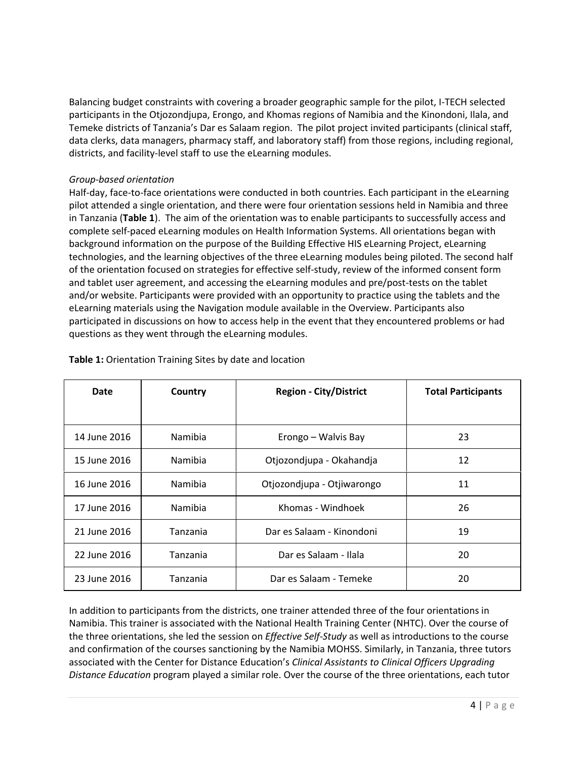Balancing budget constraints with covering a broader geographic sample for the pilot, I-TECH selected participants in the Otjozondjupa, Erongo, and Khomas regions of Namibia and the Kinondoni, Ilala, and Temeke districts of Tanzania's Dar es Salaam region. The pilot project invited participants (clinical staff, data clerks, data managers, pharmacy staff, and laboratory staff) from those regions, including regional, districts, and facility-level staff to use the eLearning modules.

*Group-based orientation*

Half-day, face-to-face orientations were conducted in both countries. Each participant in the eLearning pilot attended a single orientation, and there were four orientation sessions held in Namibia and three in Tanzania (**Table 1**). The aim of the orientation was to enable participants to successfully access and complete self-paced eLearning modules on Health Information Systems. All orientations began with background information on the purpose of the Building Effective HIS eLearning Project, eLearning technologies, and the learning objectives of the three eLearning modules being piloted. The second half of the orientation focused on strategies for effective self-study, review of the informed consent form and tablet user agreement, and accessing the eLearning modules and pre/post-tests on the tablet and/or website. Participants were provided with an opportunity to practice using the tablets and the eLearning materials using the Navigation module available in the Overview. Participants also participated in discussions on how to access help in the event that they encountered problems or had questions as they went through the eLearning modules.

**Table 1:** Orientation Training Sites by date and location

| Date | Country | Region - City/District | Total Participants |
|---|---|---|---|
| 14 June 2016 | Namibia | Erongo – Walvis Bay | 23 |
| 15 June 2016 | Namibia | Otjozondjupa - Okahandja | 12 |
| 16 June 2016 | Namibia | Otjozondjupa - Otjiwarongo | 11 |
| 17 June 2016 | Namibia | Khomas - Windhoek | 26 |
| 21 June 2016 | Tanzania | Dar es Salaam - Kinondoni | 19 |
| 22 June 2016 | Tanzania | Dar es Salaam - Ilala | 20 |
| 23 June 2016 | Tanzania | Dar es Salaam - Temeke | 20 |

In addition to participants from the districts, one trainer attended three of the four orientations in Namibia. This trainer is associated with the National Health Training Center (NHTC). Over the course of the three orientations, she led the session on *Effective Self-Study* as well as introductions to the course and confirmation of the courses sanctioning by the Namibia MOHSS. Similarly, in Tanzania, three tutors associated with the Center for Distance Education's *Clinical Assistants to Clinical Officers Upgrading Distance Education* program played a similar role. Over the course of the three orientations, each tutor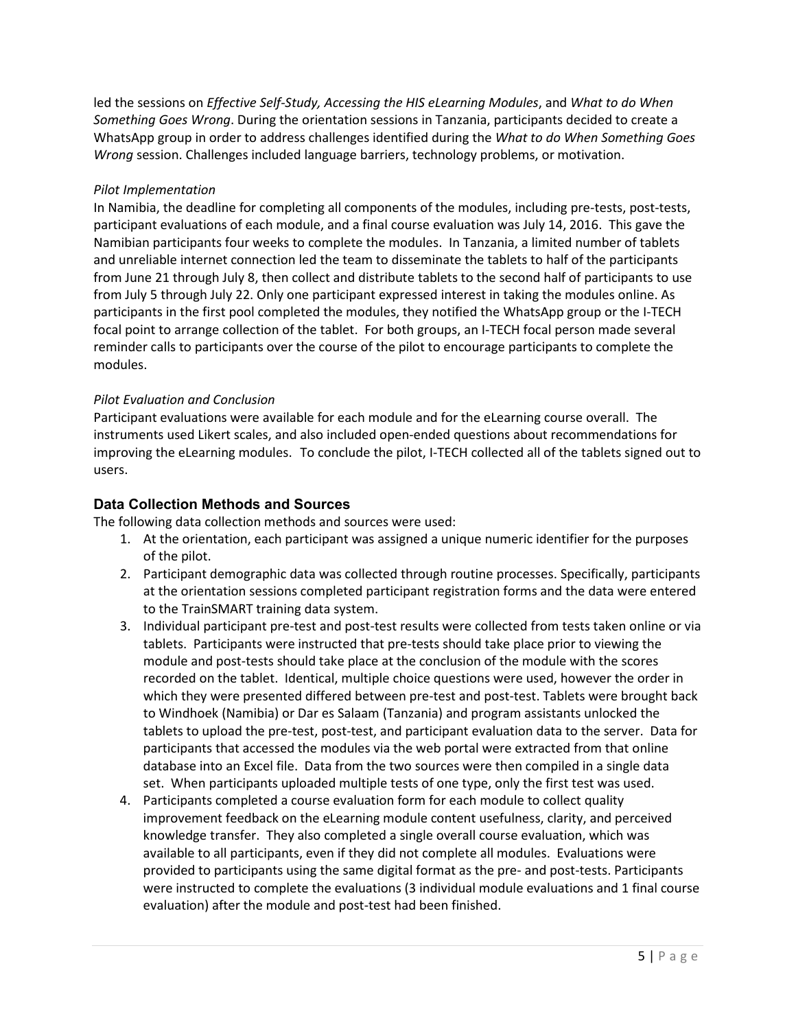led the sessions on *Effective Self-Study, Accessing the HIS eLearning Modules*, and *What to do When Something Goes Wrong*. During the orientation sessions in Tanzania, participants decided to create a WhatsApp group in order to address challenges identified during the *What to do When Something Goes Wrong* session. Challenges included language barriers, technology problems, or motivation.

*Pilot Implementation*

In Namibia, the deadline for completing all components of the modules, including pre-tests, post-tests, participant evaluations of each module, and a final course evaluation was July 14, 2016. This gave the Namibian participants four weeks to complete the modules. In Tanzania, a limited number of tablets and unreliable internet connection led the team to disseminate the tablets to half of the participants from June 21 through July 8, then collect and distribute tablets to the second half of participants to use from July 5 through July 22. Only one participant expressed interest in taking the modules online. As participants in the first pool completed the modules, they notified the WhatsApp group or the I-TECH focal point to arrange collection of the tablet. For both groups, an I-TECH focal person made several reminder calls to participants over the course of the pilot to encourage participants to complete the modules.

*Pilot Evaluation and Conclusion*

Participant evaluations were available for each module and for the eLearning course overall. The instruments used Likert scales, and also included open-ended questions about recommendations for improving the eLearning modules. To conclude the pilot, I-TECH collected all of the tablets signed out to users.

## Data Collection Methods and Sources

The following data collection methods and sources were used:

1. At the orientation, each participant was assigned a unique numeric identifier for the purposes of the pilot.
2. Participant demographic data was collected through routine processes. Specifically, participants at the orientation sessions completed participant registration forms and the data were entered to the TrainSMART training data system.
3. Individual participant pre-test and post-test results were collected from tests taken online or via tablets. Participants were instructed that pre-tests should take place prior to viewing the module and post-tests should take place at the conclusion of the module with the scores recorded on the tablet. Identical, multiple choice questions were used, however the order in which they were presented differed between pre-test and post-test. Tablets were brought back to Windhoek (Namibia) or Dar es Salaam (Tanzania) and program assistants unlocked the tablets to upload the pre-test, post-test, and participant evaluation data to the server. Data for participants that accessed the modules via the web portal were extracted from that online database into an Excel file. Data from the two sources were then compiled in a single data set. When participants uploaded multiple tests of one type, only the first test was used.
4. Participants completed a course evaluation form for each module to collect quality improvement feedback on the eLearning module content usefulness, clarity, and perceived knowledge transfer. They also completed a single overall course evaluation, which was available to all participants, even if they did not complete all modules. Evaluations were provided to participants using the same digital format as the pre- and post-tests. Participants were instructed to complete the evaluations (3 individual module evaluations and 1 final course evaluation) after the module and post-test had been finished.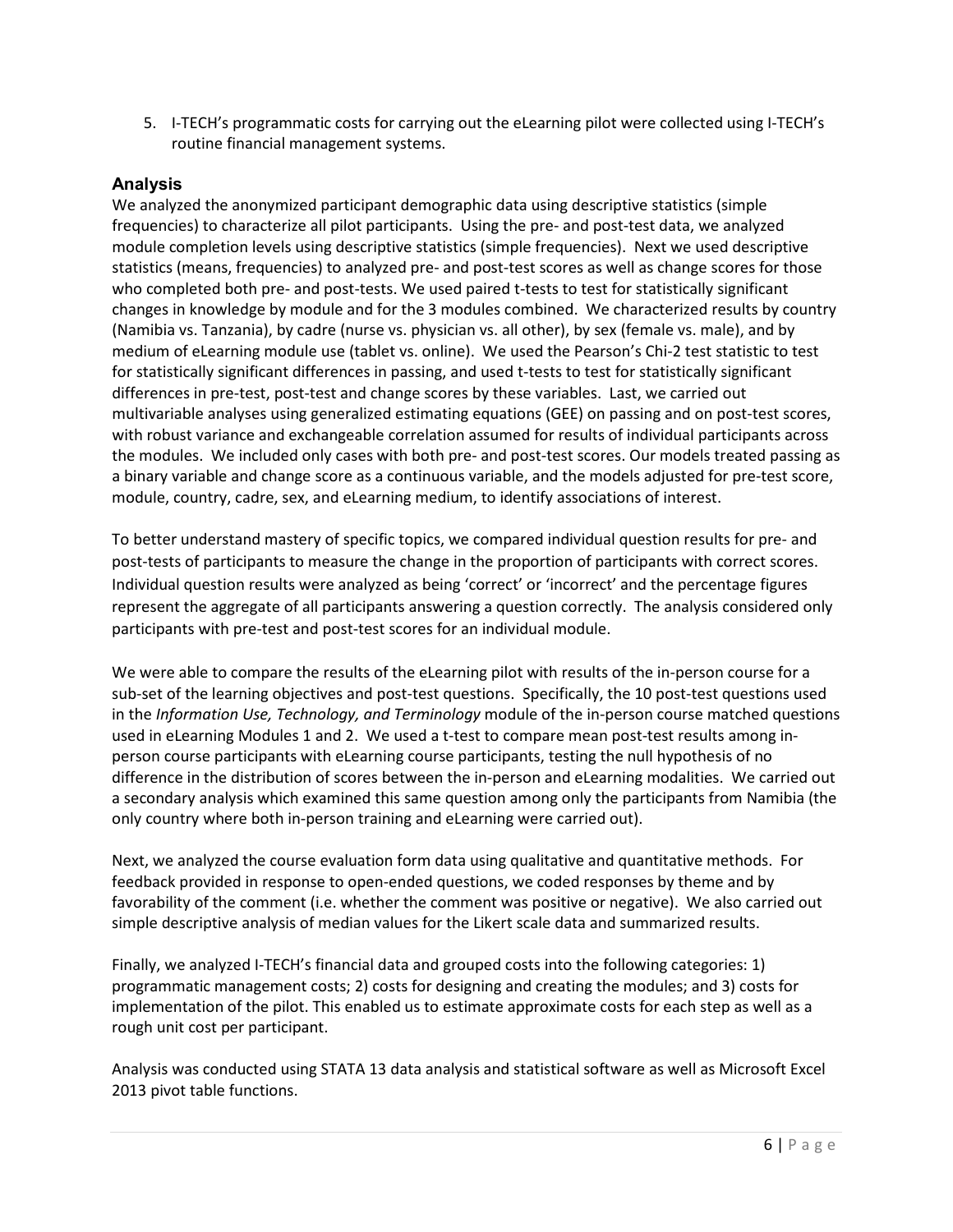5. I-TECH's programmatic costs for carrying out the eLearning pilot were collected using I-TECH's routine financial management systems.

## Analysis

We analyzed the anonymized participant demographic data using descriptive statistics (simple frequencies) to characterize all pilot participants. Using the pre- and post-test data, we analyzed module completion levels using descriptive statistics (simple frequencies). Next we used descriptive statistics (means, frequencies) to analyzed pre- and post-test scores as well as change scores for those who completed both pre- and post-tests. We used paired t-tests to test for statistically significant changes in knowledge by module and for the 3 modules combined. We characterized results by country (Namibia vs. Tanzania), by cadre (nurse vs. physician vs. all other), by sex (female vs. male), and by medium of eLearning module use (tablet vs. online). We used the Pearson's Chi-2 test statistic to test for statistically significant differences in passing, and used t-tests to test for statistically significant differences in pre-test, post-test and change scores by these variables. Last, we carried out multivariable analyses using generalized estimating equations (GEE) on passing and on post-test scores, with robust variance and exchangeable correlation assumed for results of individual participants across the modules. We included only cases with both pre- and post-test scores. Our models treated passing as a binary variable and change score as a continuous variable, and the models adjusted for pre-test score, module, country, cadre, sex, and eLearning medium, to identify associations of interest.

To better understand mastery of specific topics, we compared individual question results for pre- and post-tests of participants to measure the change in the proportion of participants with correct scores. Individual question results were analyzed as being 'correct' or 'incorrect' and the percentage figures represent the aggregate of all participants answering a question correctly. The analysis considered only participants with pre-test and post-test scores for an individual module.

We were able to compare the results of the eLearning pilot with results of the in-person course for a sub-set of the learning objectives and post-test questions. Specifically, the 10 post-test questions used in the *Information Use, Technology, and Terminology* module of the in-person course matched questions used in eLearning Modules 1 and 2. We used a t-test to compare mean post-test results among in-person course participants with eLearning course participants, testing the null hypothesis of no difference in the distribution of scores between the in-person and eLearning modalities. We carried out a secondary analysis which examined this same question among only the participants from Namibia (the only country where both in-person training and eLearning were carried out).

Next, we analyzed the course evaluation form data using qualitative and quantitative methods. For feedback provided in response to open-ended questions, we coded responses by theme and by favorability of the comment (i.e. whether the comment was positive or negative). We also carried out simple descriptive analysis of median values for the Likert scale data and summarized results.

Finally, we analyzed I-TECH's financial data and grouped costs into the following categories: 1) programmatic management costs; 2) costs for designing and creating the modules; and 3) costs for implementation of the pilot. This enabled us to estimate approximate costs for each step as well as a rough unit cost per participant.

Analysis was conducted using STATA 13 data analysis and statistical software as well as Microsoft Excel 2013 pivot table functions.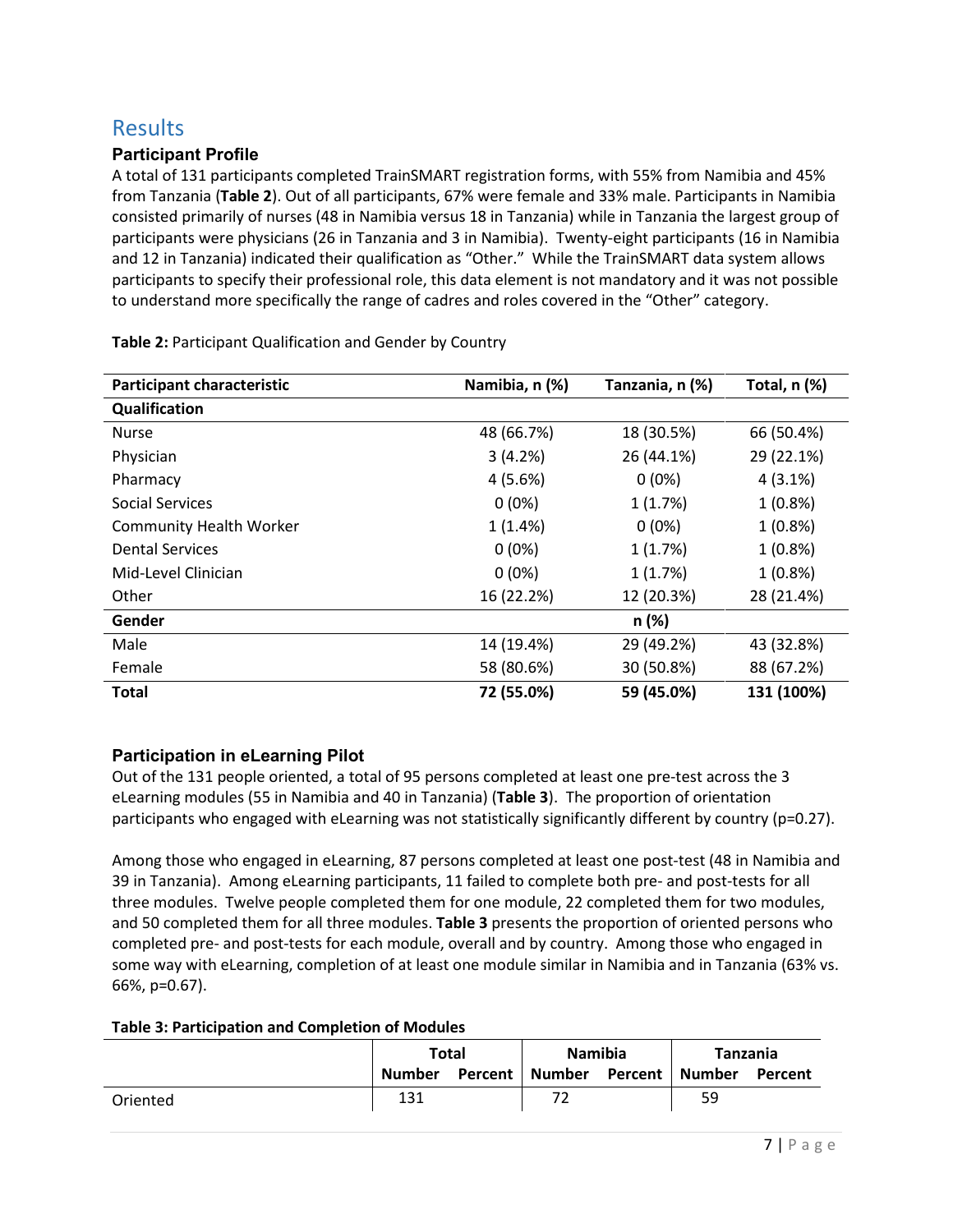## Results

### Participant Profile

A total of 131 participants completed TrainSMART registration forms, with 55% from Namibia and 45% from Tanzania (**Table 2**). Out of all participants, 67% were female and 33% male. Participants in Namibia consisted primarily of nurses (48 in Namibia versus 18 in Tanzania) while in Tanzania the largest group of participants were physicians (26 in Tanzania and 3 in Namibia). Twenty-eight participants (16 in Namibia and 12 in Tanzania) indicated their qualification as "Other." While the TrainSMART data system allows participants to specify their professional role, this data element is not mandatory and it was not possible to understand more specifically the range of cadres and roles covered in the "Other" category.

**Table 2:** Participant Qualification and Gender by Country

| Participant characteristic | Namibia, n (%) | Tanzania, n (%) | Total, n (%) |
|---|---|---|---|
| **Qualification** | | | |
| Nurse | 48 (66.7%) | 18 (30.5%) | 66 (50.4%) |
| Physician | 3 (4.2%) | 26 (44.1%) | 29 (22.1%) |
| Pharmacy | 4 (5.6%) | 0 (0%) | 4 (3.1%) |
| Social Services | 0 (0%) | 1 (1.7%) | 1 (0.8%) |
| Community Health Worker | 1 (1.4%) | 0 (0%) | 1 (0.8%) |
| Dental Services | 0 (0%) | 1 (1.7%) | 1 (0.8%) |
| Mid-Level Clinician | 0 (0%) | 1 (1.7%) | 1 (0.8%) |
| Other | 16 (22.2%) | 12 (20.3%) | 28 (21.4%) |
| **Gender** | | **n (%)** | |
| Male | 14 (19.4%) | 29 (49.2%) | 43 (32.8%) |
| Female | 58 (80.6%) | 30 (50.8%) | 88 (67.2%) |
| **Total** | **72 (55.0%)** | **59 (45.0%)** | **131 (100%)** |

### Participation in eLearning Pilot

Out of the 131 people oriented, a total of 95 persons completed at least one pre-test across the 3 eLearning modules (55 in Namibia and 40 in Tanzania) (**Table 3**). The proportion of orientation participants who engaged with eLearning was not statistically significantly different by country (p=0.27).

Among those who engaged in eLearning, 87 persons completed at least one post-test (48 in Namibia and 39 in Tanzania). Among eLearning participants, 11 failed to complete both pre- and post-tests for all three modules. Twelve people completed them for one module, 22 completed them for two modules, and 50 completed them for all three modules. **Table 3** presents the proportion of oriented persons who completed pre- and post-tests for each module, overall and by country. Among those who engaged in some way with eLearning, completion of at least one module similar in Namibia and in Tanzania (63% vs. 66%, p=0.67).

**Table 3: Participation and Completion of Modules**

| | Total | | Namibia | | Tanzania | |
|---|---|---|---|---|---|---|
| | **Number** | **Percent** | **Number** | **Percent** | **Number** | **Percent** |
| Oriented | 131 | | 72 | | 59 | |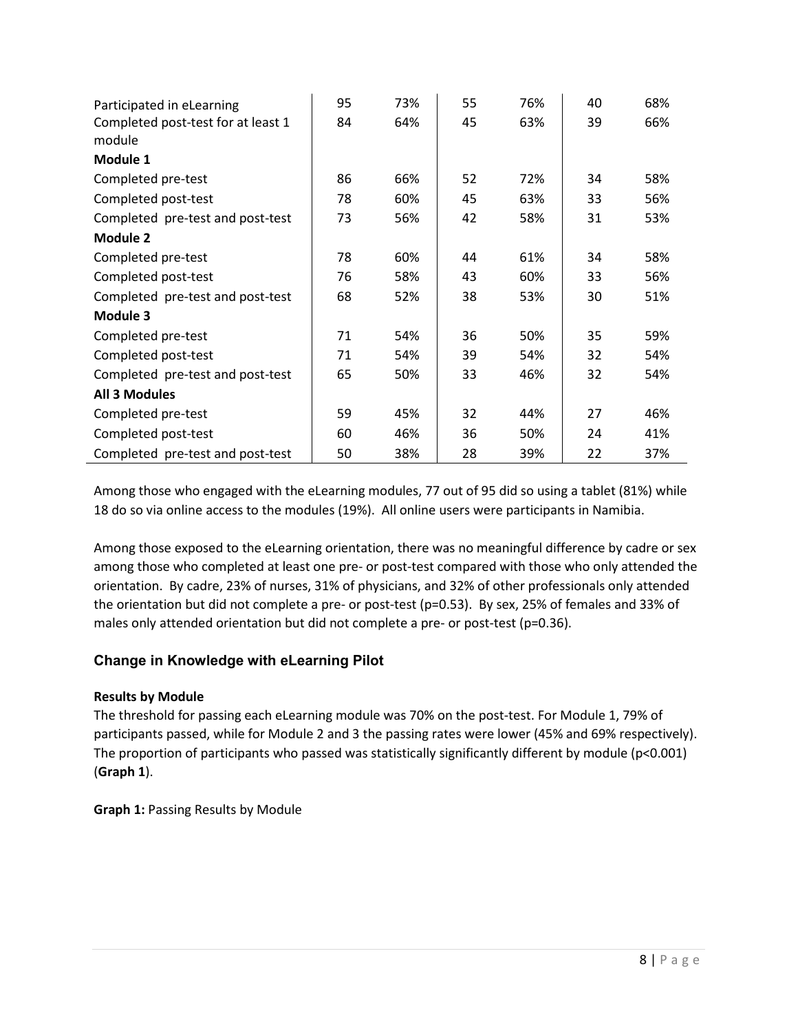|  |  |  |  |  |  |  |
| --- | --- | --- | --- | --- | --- | --- |
| Participated in eLearning | 95 | 73% | 55 | 76% | 40 | 68% |
| Completed post-test for at least 1 module | 84 | 64% | 45 | 63% | 39 | 66% |
| **Module 1** |  |  |  |  |  |  |
| Completed pre-test | 86 | 66% | 52 | 72% | 34 | 58% |
| Completed post-test | 78 | 60% | 45 | 63% | 33 | 56% |
| Completed pre-test and post-test | 73 | 56% | 42 | 58% | 31 | 53% |
| **Module 2** |  |  |  |  |  |  |
| Completed pre-test | 78 | 60% | 44 | 61% | 34 | 58% |
| Completed post-test | 76 | 58% | 43 | 60% | 33 | 56% |
| Completed pre-test and post-test | 68 | 52% | 38 | 53% | 30 | 51% |
| **Module 3** |  |  |  |  |  |  |
| Completed pre-test | 71 | 54% | 36 | 50% | 35 | 59% |
| Completed post-test | 71 | 54% | 39 | 54% | 32 | 54% |
| Completed pre-test and post-test | 65 | 50% | 33 | 46% | 32 | 54% |
| **All 3 Modules** |  |  |  |  |  |  |
| Completed pre-test | 59 | 45% | 32 | 44% | 27 | 46% |
| Completed post-test | 60 | 46% | 36 | 50% | 24 | 41% |
| Completed pre-test and post-test | 50 | 38% | 28 | 39% | 22 | 37% |

Among those who engaged with the eLearning modules, 77 out of 95 did so using a tablet (81%) while 18 do so via online access to the modules (19%). All online users were participants in Namibia.

Among those exposed to the eLearning orientation, there was no meaningful difference by cadre or sex among those who completed at least one pre- or post-test compared with those who only attended the orientation. By cadre, 23% of nurses, 31% of physicians, and 32% of other professionals only attended the orientation but did not complete a pre- or post-test ($p=0.53$). By sex, 25% of females and 33% of males only attended orientation but did not complete a pre- or post-test ($p=0.36$).

## Change in Knowledge with eLearning Pilot

**Results by Module**

The threshold for passing each eLearning module was 70% on the post-test. For Module 1, 79% of participants passed, while for Module 2 and 3 the passing rates were lower (45% and 69% respectively). The proportion of participants who passed was statistically significantly different by module ($p<0.001$) (**Graph 1**).

**Graph 1:** Passing Results by Module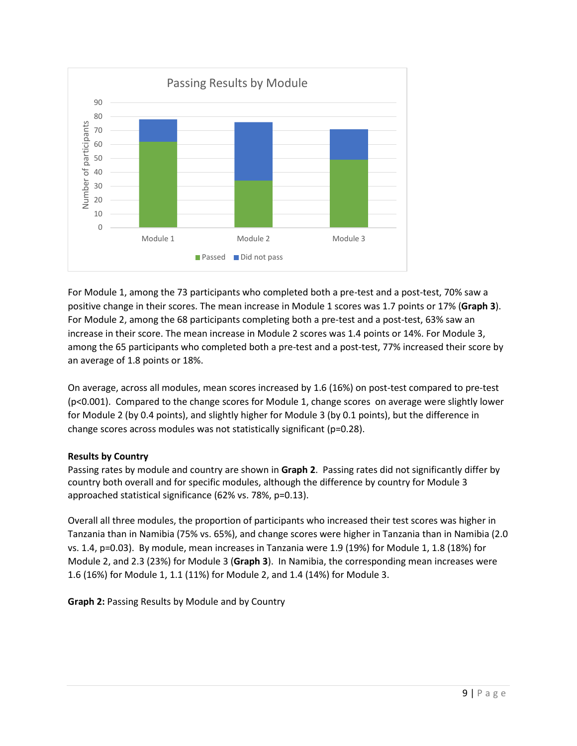For Module 1, among the 73 participants who completed both a pre-test and a post-test, 70% saw a positive change in their scores. The mean increase in Module 1 scores was 1.7 points or 17% (**Graph 3**). For Module 2, among the 68 participants completing both a pre-test and a post-test, 63% saw an increase in their score. The mean increase in Module 2 scores was 1.4 points or 14%. For Module 3, among the 65 participants who completed both a pre-test and a post-test, 77% increased their score by an average of 1.8 points or 18%.

On average, across all modules, mean scores increased by 1.6 (16%) on post-test compared to pre-test ($p<0.001$). Compared to the change scores for Module 1, change scores on average were slightly lower for Module 2 (by 0.4 points), and slightly higher for Module 3 (by 0.1 points), but the difference in change scores across modules was not statistically significant ($p=0.28$).

**Results by Country**

Passing rates by module and country are shown in **Graph 2**. Passing rates did not significantly differ by country both overall and for specific modules, although the difference by country for Module 3 approached statistical significance (62% vs. 78%, $p=0.13$).

Overall all three modules, the proportion of participants who increased their test scores was higher in Tanzania than in Namibia (75% vs. 65%), and change scores were higher in Tanzania than in Namibia (2.0 vs. 1.4, $p=0.03$). By module, mean increases in Tanzania were 1.9 (19%) for Module 1, 1.8 (18%) for Module 2, and 2.3 (23%) for Module 3 (**Graph 3**). In Namibia, the corresponding mean increases were 1.6 (16%) for Module 1, 1.1 (11%) for Module 2, and 1.4 (14%) for Module 3.

**Graph 2:** Passing Results by Module and by Country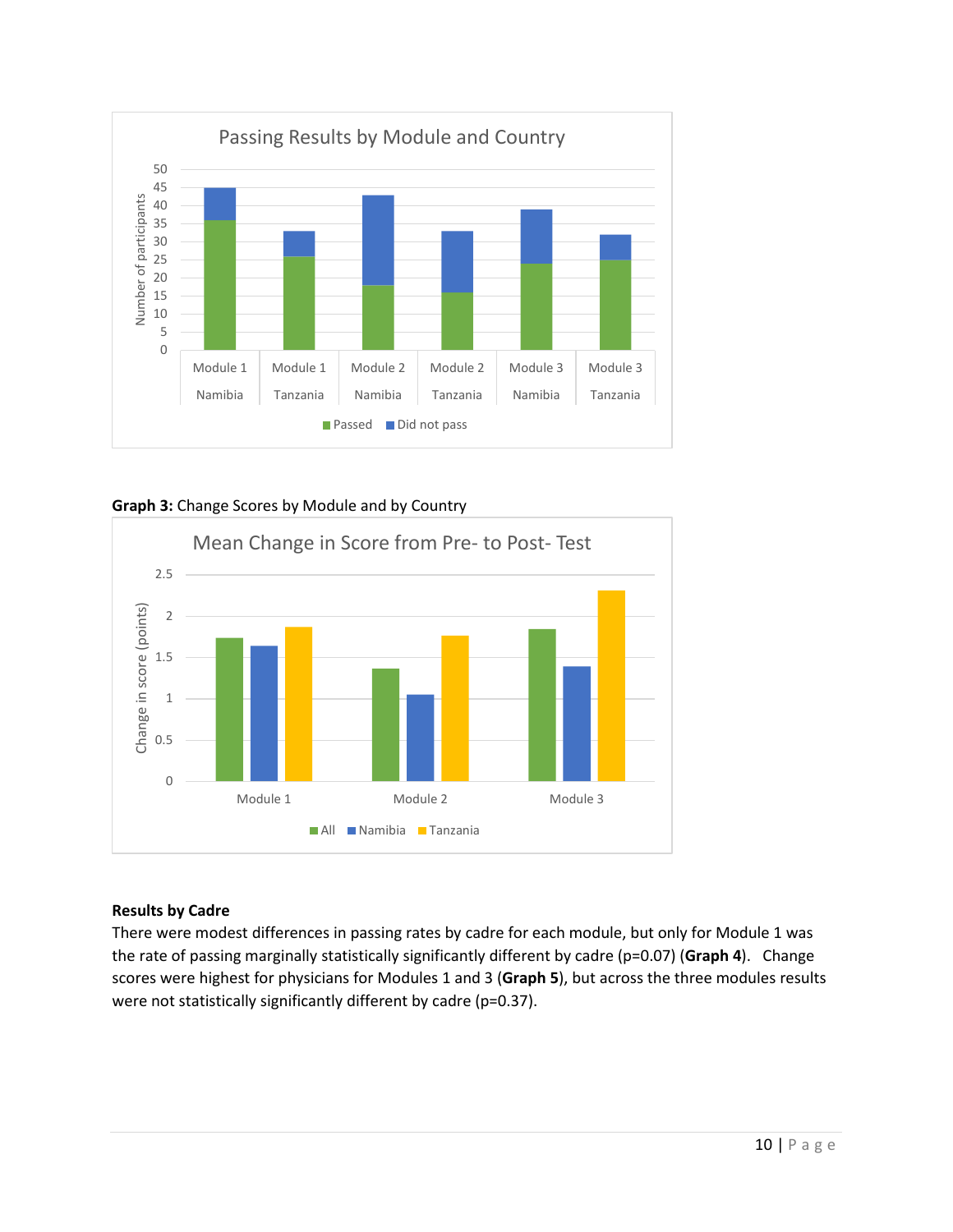**Graph 3:** Change Scores by Module and by Country

### Results by Cadre

There were modest differences in passing rates by cadre for each module, but only for Module 1 was the rate of passing marginally statistically significantly different by cadre (p=0.07) (**Graph 4**). Change scores were highest for physicians for Modules 1 and 3 (**Graph 5**), but across the three modules results were not statistically significantly different by cadre (p=0.37).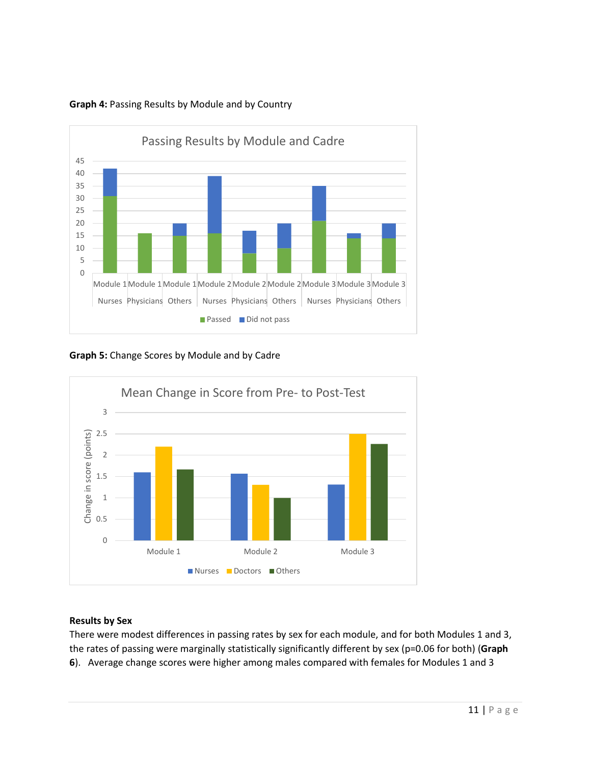**Graph 4:** Passing Results by Module and by Country

**Graph 5:** Change Scores by Module and by Cadre

**Results by Sex**

There were modest differences in passing rates by sex for each module, and for both Modules 1 and 3, the rates of passing were marginally statistically significantly different by sex (p=0.06 for both) (**Graph 6**). Average change scores were higher among males compared with females for Modules 1 and 3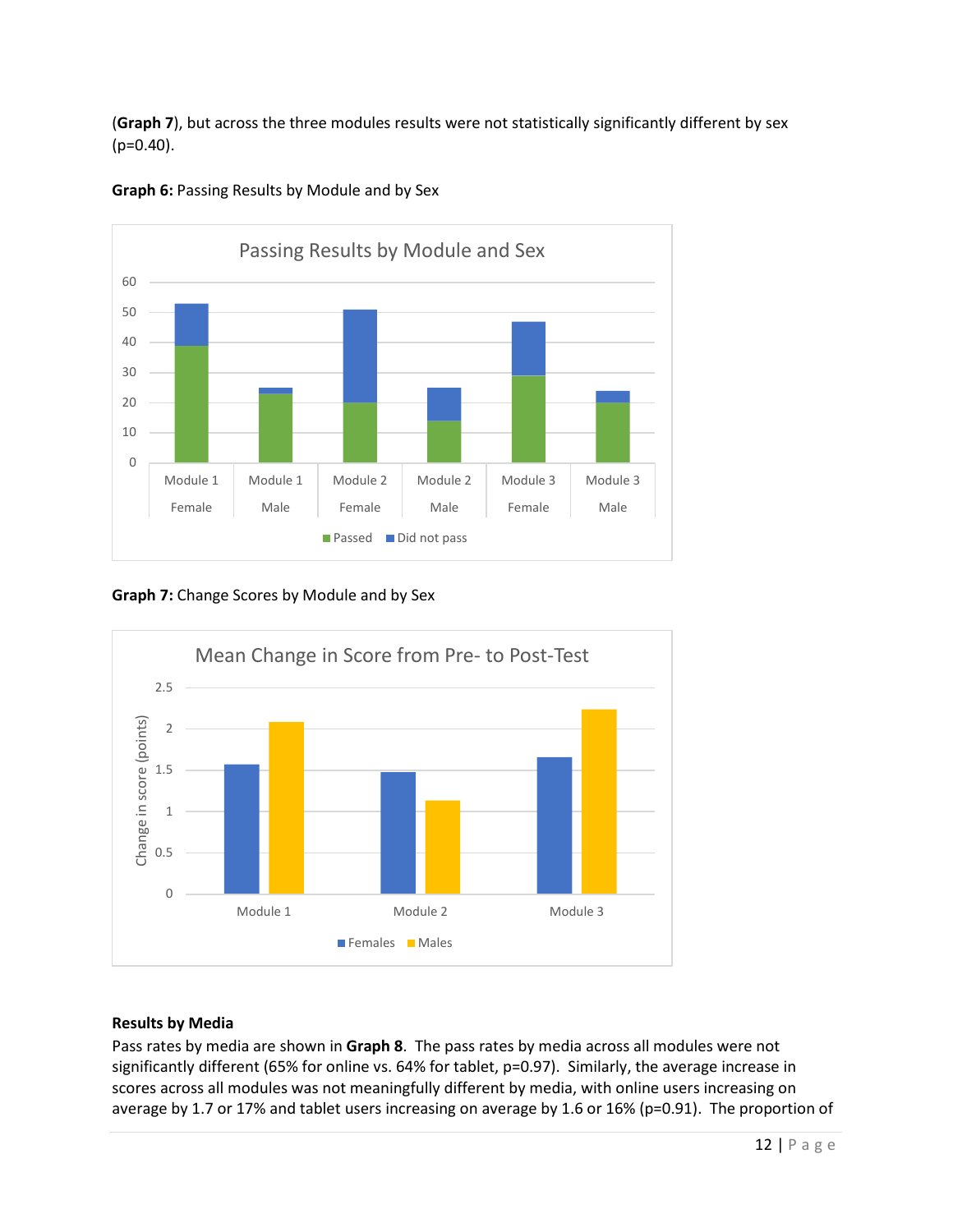(**Graph 7**), but across the three modules results were not statistically significantly different by sex ($p=0.40$).

**Graph 6:** Passing Results by Module and by Sex

**Graph 7:** Change Scores by Module and by Sex

**Results by Media**

Pass rates by media are shown in **Graph 8**. The pass rates by media across all modules were not significantly different (65% for online vs. 64% for tablet, $p=0.97$). Similarly, the average increase in scores across all modules was not meaningfully different by media, with online users increasing on average by 1.7 or 17% and tablet users increasing on average by 1.6 or 16% ($p=0.91$). The proportion of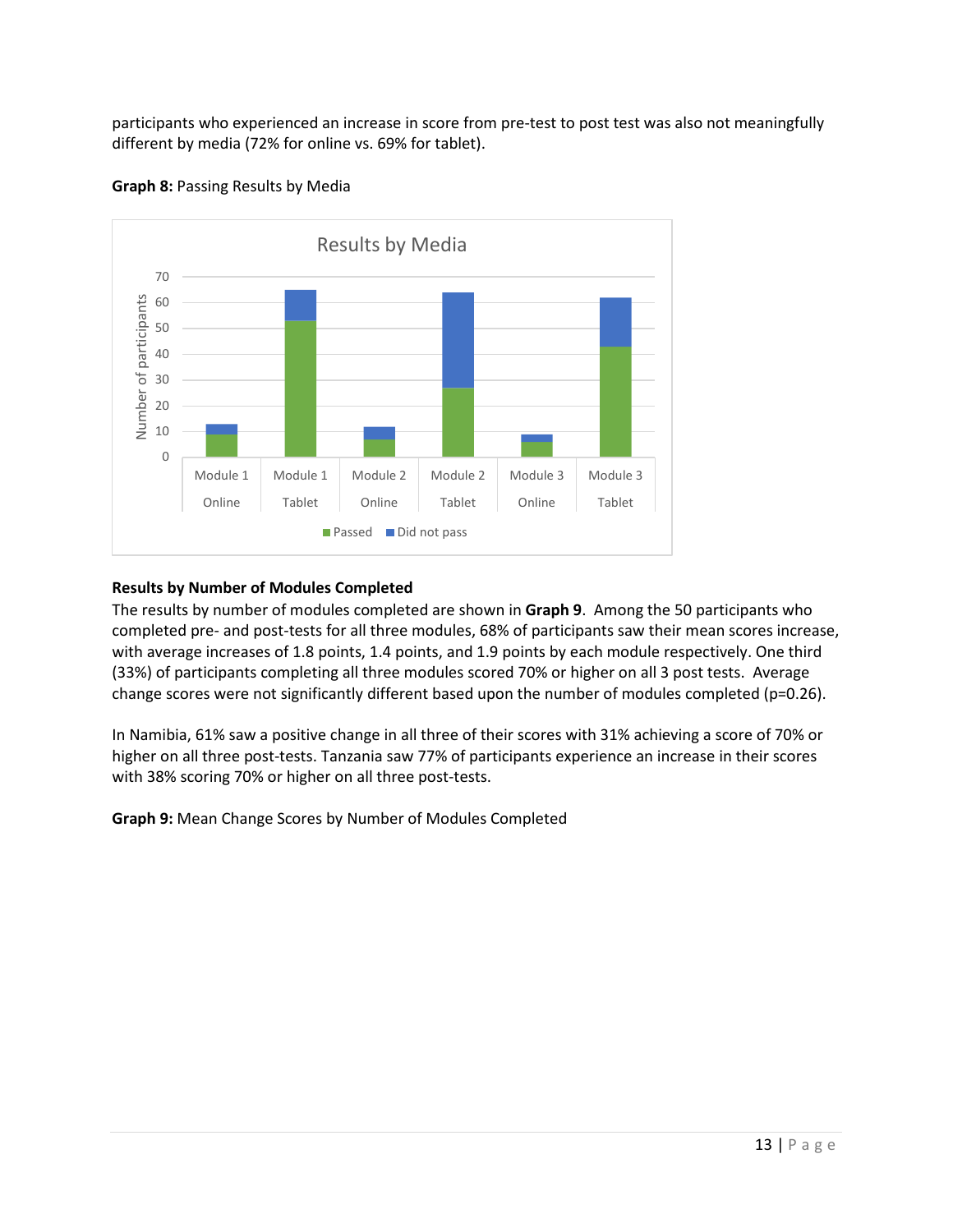participants who experienced an increase in score from pre-test to post test was also not meaningfully different by media (72% for online vs. 69% for tablet).

**Graph 8:** Passing Results by Media

**Results by Number of Modules Completed**

The results by number of modules completed are shown in **Graph 9**. Among the 50 participants who completed pre- and post-tests for all three modules, 68% of participants saw their mean scores increase, with average increases of 1.8 points, 1.4 points, and 1.9 points by each module respectively. One third (33%) of participants completing all three modules scored 70% or higher on all 3 post tests. Average change scores were not significantly different based upon the number of modules completed ($p=0.26$).

In Namibia, 61% saw a positive change in all three of their scores with 31% achieving a score of 70% or higher on all three post-tests. Tanzania saw 77% of participants experience an increase in their scores with 38% scoring 70% or higher on all three post-tests.

**Graph 9:** Mean Change Scores by Number of Modules Completed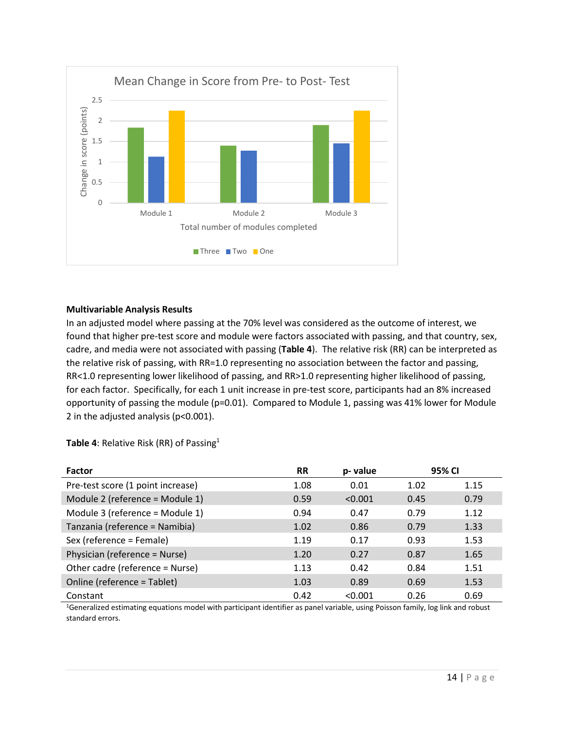**Multivariable Analysis Results**

In an adjusted model where passing at the 70% level was considered as the outcome of interest, we found that higher pre-test score and module were factors associated with passing, and that country, sex, cadre, and media were not associated with passing (**Table 4**). The relative risk (RR) can be interpreted as the relative risk of passing, with RR=1.0 representing no association between the factor and passing, RR<1.0 representing lower likelihood of passing, and RR>1.0 representing higher likelihood of passing, for each factor. Specifically, for each 1 unit increase in pre-test score, participants had an 8% increased opportunity of passing the module (p=0.01). Compared to Module 1, passing was 41% lower for Module 2 in the adjusted analysis (p<0.001).

**Table 4**: Relative Risk (RR) of Passing[1]

| Factor | RR | p- value | 95% CI | |
|---|---|---|---|---|
| Pre-test score (1 point increase) | 1.08 | 0.01 | 1.02 | 1.15 |
| Module 2 (reference = Module 1) | 0.59 | <0.001 | 0.45 | 0.79 |
| Module 3 (reference = Module 1) | 0.94 | 0.47 | 0.79 | 1.12 |
| Tanzania (reference = Namibia) | 1.02 | 0.86 | 0.79 | 1.33 |
| Sex (reference = Female) | 1.19 | 0.17 | 0.93 | 1.53 |
| Physician (reference = Nurse) | 1.20 | 0.27 | 0.87 | 1.65 |
| Other cadre (reference = Nurse) | 1.13 | 0.42 | 0.84 | 1.51 |
| Online (reference = Tablet) | 1.03 | 0.89 | 0.69 | 1.53 |
| Constant | 0.42 | <0.001 | 0.26 | 0.69 |

[1]Generalized estimating equations model with participant identifier as panel variable, using Poisson family, log link and robust standard errors.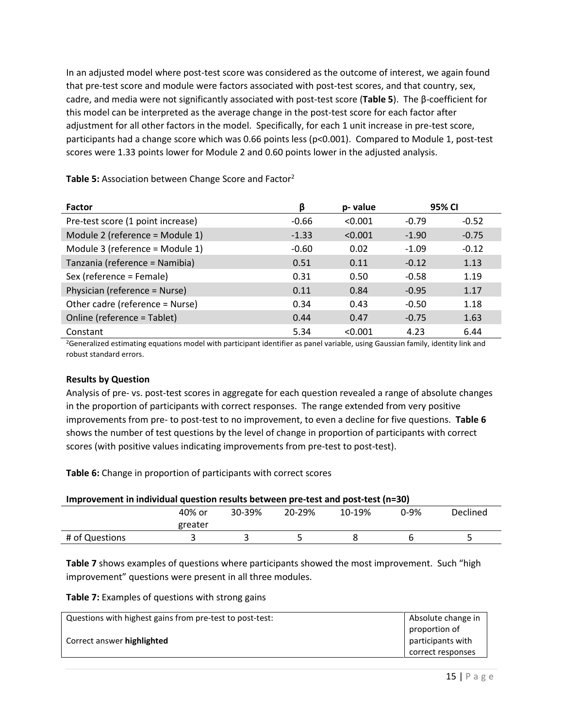In an adjusted model where post-test score was considered as the outcome of interest, we again found that pre-test score and module were factors associated with post-test scores, and that country, sex, cadre, and media were not significantly associated with post-test score (**Table 5**). The β-coefficient for this model can be interpreted as the average change in the post-test score for each factor after adjustment for all other factors in the model. Specifically, for each 1 unit increase in pre-test score, participants had a change score which was 0.66 points less ($p<0.001$). Compared to Module 1, post-test scores were 1.33 points lower for Module 2 and 0.60 points lower in the adjusted analysis.

**Table 5:** Association between Change Score and Factor[2]

| Factor | β | p- value | 95% CI | |
|---|---|---|---|---|
| Pre-test score (1 point increase) | -0.66 | <0.001 | -0.79 | -0.52 |
| Module 2 (reference = Module 1) | -1.33 | <0.001 | -1.90 | -0.75 |
| Module 3 (reference = Module 1) | -0.60 | 0.02 | -1.09 | -0.12 |
| Tanzania (reference = Namibia) | 0.51 | 0.11 | -0.12 | 1.13 |
| Sex (reference = Female) | 0.31 | 0.50 | -0.58 | 1.19 |
| Physician (reference = Nurse) | 0.11 | 0.84 | -0.95 | 1.17 |
| Other cadre (reference = Nurse) | 0.34 | 0.43 | -0.50 | 1.18 |
| Online (reference = Tablet) | 0.44 | 0.47 | -0.75 | 1.63 |
| Constant | 5.34 | <0.001 | 4.23 | 6.44 |

[2]Generalized estimating equations model with participant identifier as panel variable, using Gaussian family, identity link and robust standard errors.

**Results by Question**

Analysis of pre- vs. post-test scores in aggregate for each question revealed a range of absolute changes in the proportion of participants with correct responses. The range extended from very positive improvements from pre- to post-test to no improvement, to even a decline for five questions. **Table 6** shows the number of test questions by the level of change in proportion of participants with correct scores (with positive values indicating improvements from pre-test to post-test).

**Table 6:** Change in proportion of participants with correct scores

**Improvement in individual question results between pre-test and post-test (n=30)**

| | 40% or greater | 30-39% | 20-29% | 10-19% | 0-9% | Declined |
|---|---|---|---|---|---|---|
| # of Questions | 3 | 3 | 5 | 8 | 6 | 5 |

**Table 7** shows examples of questions where participants showed the most improvement. Such "high improvement" questions were present in all three modules.

**Table 7:** Examples of questions with strong gains

| Questions with highest gains from pre-test to post-test:<br><br>Correct answer **highlighted** | Absolute change in proportion of participants with correct responses |
|---|---|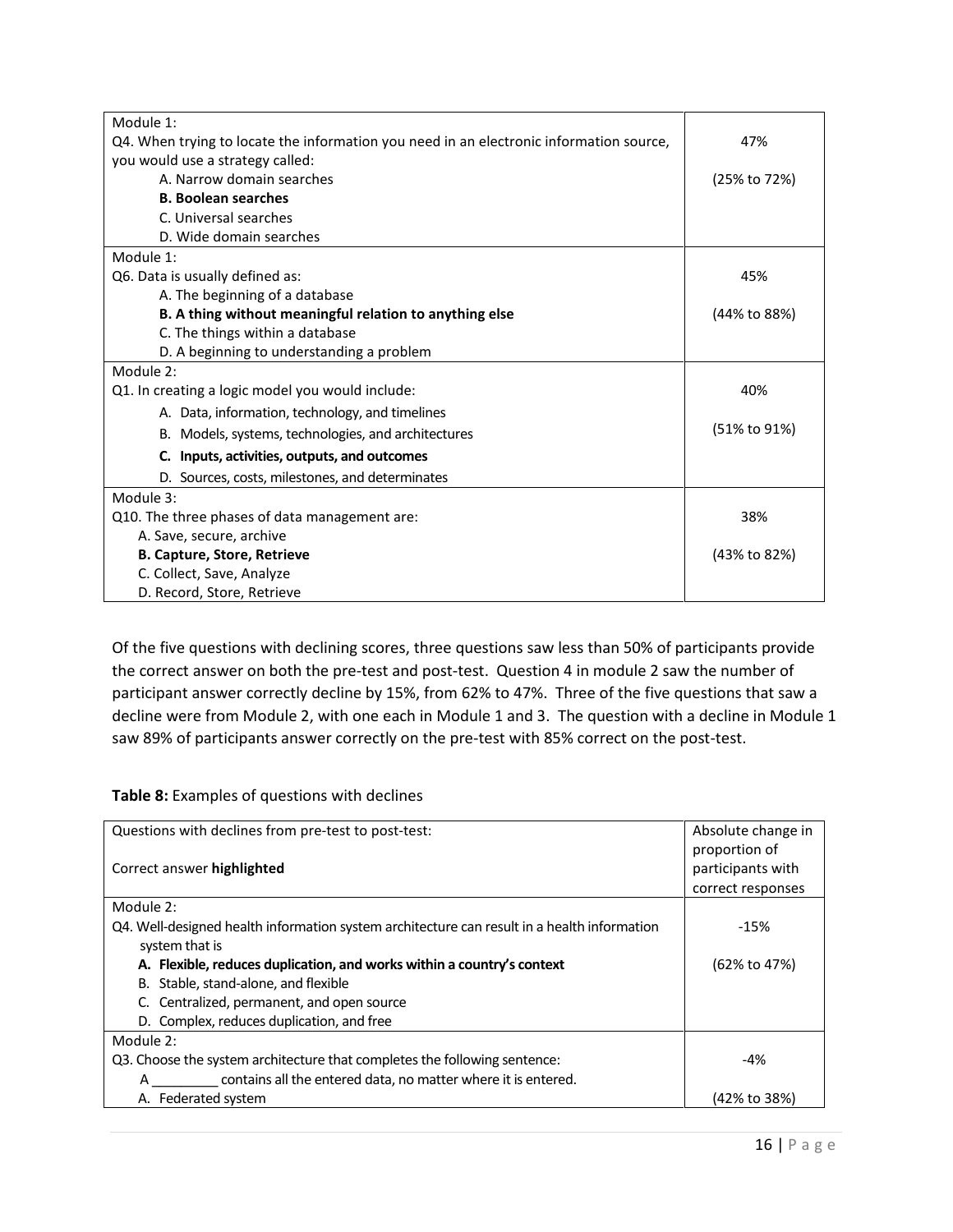| | |
|---|---|
| Module 1:<br>Q4. When trying to locate the information you need in an electronic information source, you would use a strategy called:<br>A. Narrow domain searches<br>**B. Boolean searches**<br>C. Universal searches<br>D. Wide domain searches | 47%<br><br>(25% to 72%) |
| Module 1:<br>Q6. Data is usually defined as:<br>A. The beginning of a database<br>**B. A thing without meaningful relation to anything else**<br>C. The things within a database<br>D. A beginning to understanding a problem | 45%<br><br>(44% to 88%) |
| Module 2:<br>Q1. In creating a logic model you would include:<br>A. Data, information, technology, and timelines<br>B. Models, systems, technologies, and architectures<br>**C. Inputs, activities, outputs, and outcomes**<br>D. Sources, costs, milestones, and determinates | 40%<br><br>(51% to 91%) |
| Module 3:<br>Q10. The three phases of data management are:<br>A. Save, secure, archive<br>**B. Capture, Store, Retrieve**<br>C. Collect, Save, Analyze<br>D. Record, Store, Retrieve | 38%<br><br>(43% to 82%) |

Of the five questions with declining scores, three questions saw less than 50% of participants provide the correct answer on both the pre-test and post-test. Question 4 in module 2 saw the number of participant answer correctly decline by 15%, from 62% to 47%. Three of the five questions that saw a decline were from Module 2, with one each in Module 1 and 3. The question with a decline in Module 1 saw 89% of participants answer correctly on the pre-test with 85% correct on the post-test.

**Table 8:** Examples of questions with declines

| Questions with declines from pre-test to post-test:<br><br>Correct answer **highlighted** | Absolute change in proportion of participants with correct responses |
|---|---|
| Module 2:<br>Q4. Well-designed health information system architecture can result in a health information system that is<br>**A. Flexible, reduces duplication, and works within a country's context**<br>B. Stable, stand-alone, and flexible<br>C. Centralized, permanent, and open source<br>D. Complex, reduces duplication, and free | -15%<br><br>(62% to 47%) |
| Module 2:<br>Q3. Choose the system architecture that completes the following sentence:<br>A _________ contains all the entered data, no matter where it is entered.<br>A. Federated system | -4%<br><br>(42% to 38%) |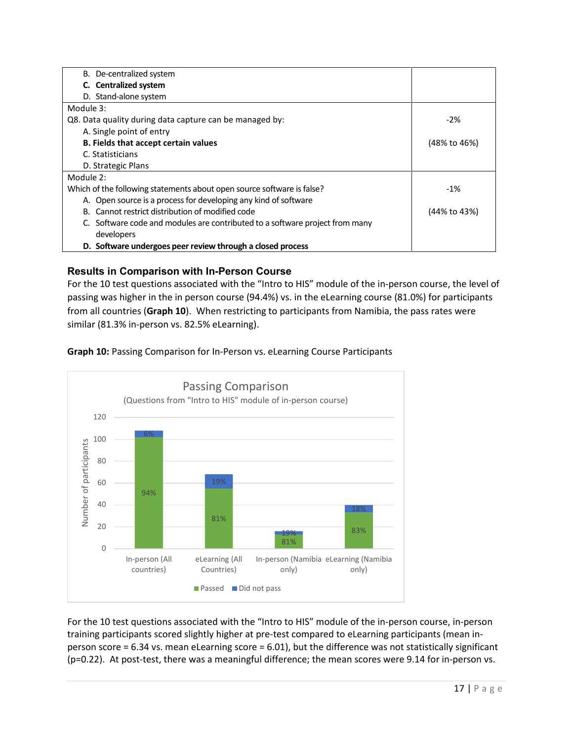| | |
|---|---|
| B. De-centralized system<br>**C. Centralized system**<br>D. Stand-alone system | |
| Module 3:<br>Q8. Data quality during data capture can be managed by:<br>A. Single point of entry<br>**B. Fields that accept certain values**<br>C. Statisticians<br>D. Strategic Plans | -2%<br><br>(48% to 46%) |
| Module 2:<br>Which of the following statements about open source software is false?<br>A. Open source is a process for developing any kind of software<br>B. Cannot restrict distribution of modified code<br>C. Software code and modules are contributed to a software project from many developers<br>**D. Software undergoes peer review through a closed process** | -1%<br><br>(44% to 43%) |

### Results in Comparison with In-Person Course

For the 10 test questions associated with the "Intro to HIS" module of the in-person course, the level of passing was higher in the in person course (94.4%) vs. in the eLearning course (81.0%) for participants from all countries (**Graph 10**). When restricting to participants from Namibia, the pass rates were similar (81.3% in-person vs. 82.5% eLearning).

**Graph 10:** Passing Comparison for In-Person vs. eLearning Course Participants

Passing Comparison
(Questions from "Intro to HIS" module of in-person course)

| | Passed | Did not pass |
|---|---|---|
| In-person (All countries) | 94% | 6% |
| eLearning (All Countries) | 81% | 19% |
| In-person (Namibia only) | 81% | 19% |
| eLearning (Namibia only) | 83% | 18% |

For the 10 test questions associated with the "Intro to HIS" module of the in-person course, in-person training participants scored slightly higher at pre-test compared to eLearning participants (mean in-person score = 6.34 vs. mean eLearning score = 6.01), but the difference was not statistically significant ($p=0.22$). At post-test, there was a meaningful difference; the mean scores were 9.14 for in-person vs.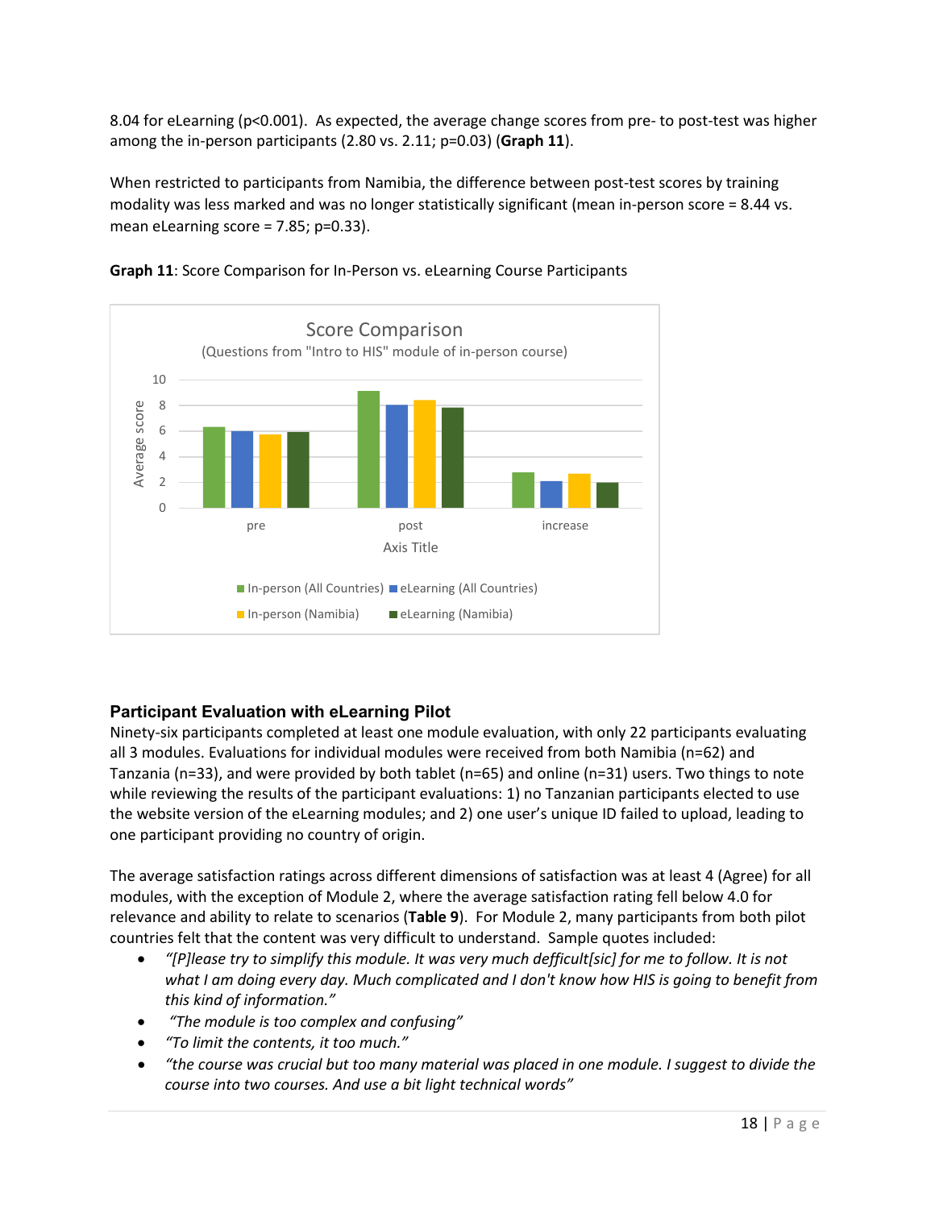8.04 for eLearning ($p<0.001$). As expected, the average change scores from pre- to post-test was higher among the in-person participants (2.80 vs. 2.11; $p=0.03$) (**Graph 11**).

When restricted to participants from Namibia, the difference between post-test scores by training modality was less marked and was no longer statistically significant (mean in-person score = 8.44 vs. mean eLearning score = 7.85; $p=0.33$).

**Graph 11**: Score Comparison for In-Person vs. eLearning Course Participants

## Participant Evaluation with eLearning Pilot

Ninety-six participants completed at least one module evaluation, with only 22 participants evaluating all 3 modules. Evaluations for individual modules were received from both Namibia (n=62) and Tanzania (n=33), and were provided by both tablet (n=65) and online (n=31) users. Two things to note while reviewing the results of the participant evaluations: 1) no Tanzanian participants elected to use the website version of the eLearning modules; and 2) one user's unique ID failed to upload, leading to one participant providing no country of origin.

The average satisfaction ratings across different dimensions of satisfaction was at least 4 (Agree) for all modules, with the exception of Module 2, where the average satisfaction rating fell below 4.0 for relevance and ability to relate to scenarios (**Table 9**). For Module 2, many participants from both pilot countries felt that the content was very difficult to understand. Sample quotes included:

- *"[P]lease try to simplify this module. It was very much defficult[sic] for me to follow. It is not what I am doing every day. Much complicated and I don't know how HIS is going to benefit from this kind of information."*
- *"The module is too complex and confusing"*
- *"To limit the contents, it too much."*
- *"the course was crucial but too many material was placed in one module. I suggest to divide the course into two courses. And use a bit light technical words"*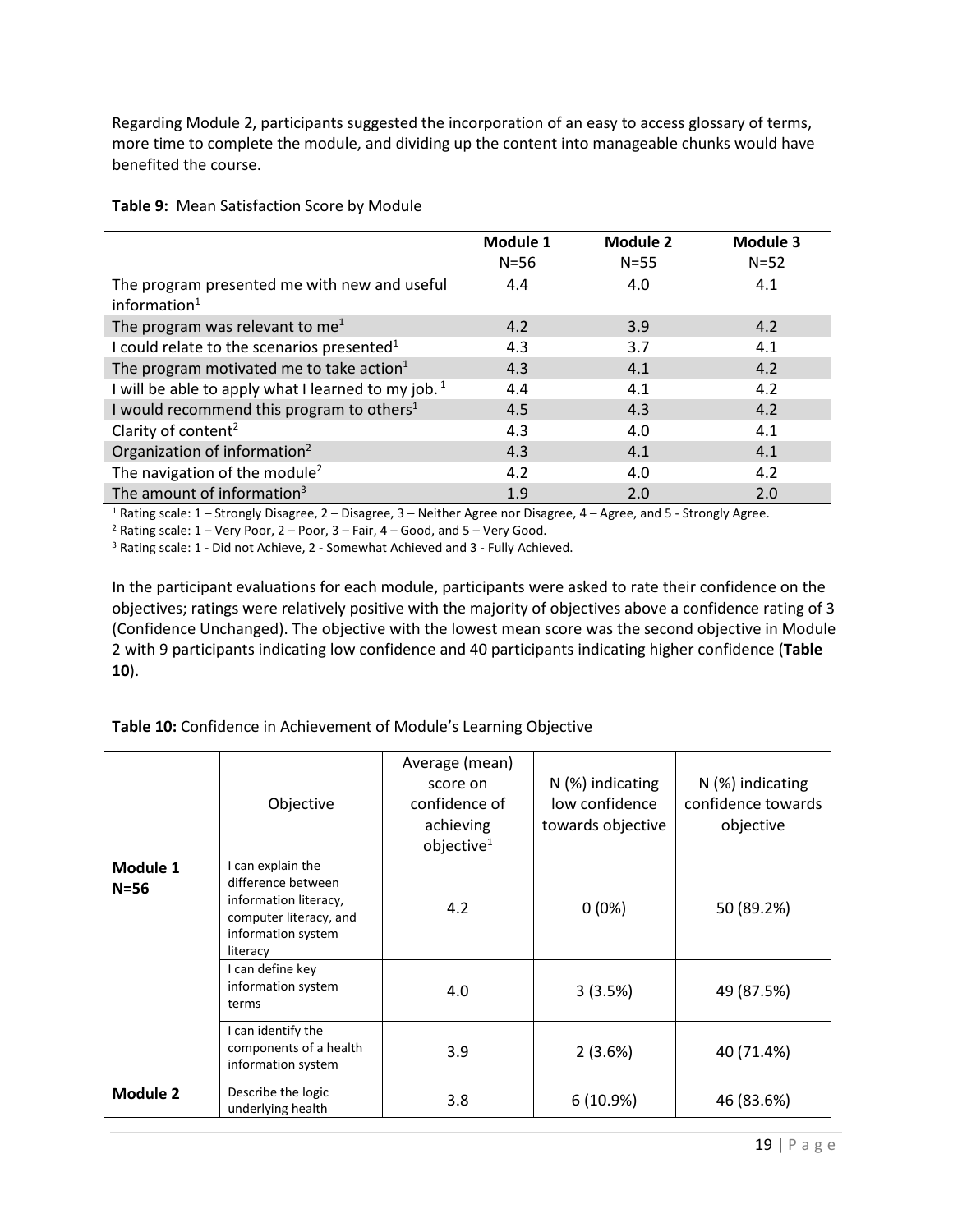Regarding Module 2, participants suggested the incorporation of an easy to access glossary of terms, more time to complete the module, and dividing up the content into manageable chunks would have benefited the course.

**Table 9:** Mean Satisfaction Score by Module

| | Module 1 N=56 | Module 2 N=55 | Module 3 N=52 |
|---|---|---|---|
| The program presented me with new and useful information[1] | 4.4 | 4.0 | 4.1 |
| The program was relevant to me[1] | 4.2 | 3.9 | 4.2 |
| I could relate to the scenarios presented[1] | 4.3 | 3.7 | 4.1 |
| The program motivated me to take action[1] | 4.3 | 4.1 | 4.2 |
| I will be able to apply what I learned to my job.[1] | 4.4 | 4.1 | 4.2 |
| I would recommend this program to others[1] | 4.5 | 4.3 | 4.2 |
| Clarity of content[2] | 4.3 | 4.0 | 4.1 |
| Organization of information[2] | 4.3 | 4.1 | 4.1 |
| The navigation of the module[2] | 4.2 | 4.0 | 4.2 |
| The amount of information[3] | 1.9 | 2.0 | 2.0 |

[1] Rating scale: 1 – Strongly Disagree, 2 – Disagree, 3 – Neither Agree nor Disagree, 4 – Agree, and 5 - Strongly Agree.

[2] Rating scale: 1 – Very Poor, 2 – Poor, 3 – Fair, 4 – Good, and 5 – Very Good.

[3] Rating scale: 1 - Did not Achieve, 2 - Somewhat Achieved and 3 - Fully Achieved.

In the participant evaluations for each module, participants were asked to rate their confidence on the objectives; ratings were relatively positive with the majority of objectives above a confidence rating of 3 (Confidence Unchanged). The objective with the lowest mean score was the second objective in Module 2 with 9 participants indicating low confidence and 40 participants indicating higher confidence (**Table 10**).

**Table 10:** Confidence in Achievement of Module's Learning Objective

| | Objective | Average (mean) score on confidence of achieving objective[1] | N (%) indicating low confidence towards objective | N (%) indicating confidence towards objective |
|---|---|---|---|---|
| **Module 1 N=56** | I can explain the difference between information literacy, computer literacy, and information system literacy | 4.2 | 0 (0%) | 50 (89.2%) |
| | I can define key information system terms | 4.0 | 3 (3.5%) | 49 (87.5%) |
| | I can identify the components of a health information system | 3.9 | 2 (3.6%) | 40 (71.4%) |
| **Module 2** | Describe the logic underlying health | 3.8 | 6 (10.9%) | 46 (83.6%) |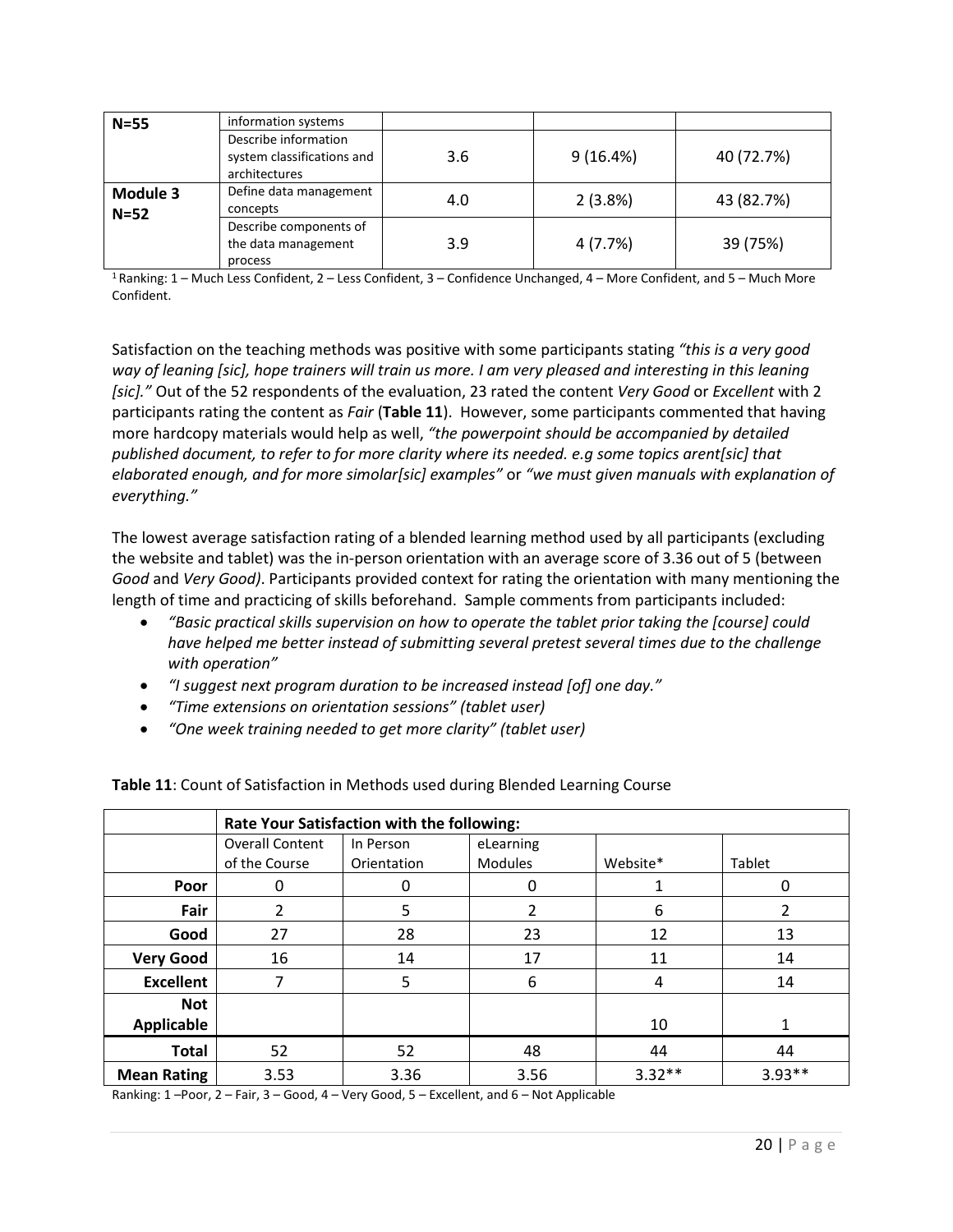| N=55 | information systems | | | |
|---|---|---|---|---|
| | Describe information system classifications and architectures | 3.6 | 9 (16.4%) | 40 (72.7%) |
| **Module 3 N=52** | Define data management concepts | 4.0 | 2 (3.8%) | 43 (82.7%) |
| | Describe components of the data management process | 3.9 | 4 (7.7%) | 39 (75%) |

[1] Ranking: 1 – Much Less Confident, 2 – Less Confident, 3 – Confidence Unchanged, 4 – More Confident, and 5 – Much More Confident.

Satisfaction on the teaching methods was positive with some participants stating *"this is a very good way of leaning [sic], hope trainers will train us more. I am very pleased and interesting in this leaning [sic]."* Out of the 52 respondents of the evaluation, 23 rated the content *Very Good* or *Excellent* with 2 participants rating the content as *Fair* (**Table 11**). However, some participants commented that having more hardcopy materials would help as well, *"the powerpoint should be accompanied by detailed published document, to refer to for more clarity where its needed. e.g some topics arent[sic] that elaborated enough, and for more simolar[sic] examples"* or *"we must given manuals with explanation of everything."*

The lowest average satisfaction rating of a blended learning method used by all participants (excluding the website and tablet) was the in-person orientation with an average score of 3.36 out of 5 (between *Good* and *Very Good)*. Participants provided context for rating the orientation with many mentioning the length of time and practicing of skills beforehand. Sample comments from participants included:

- *"Basic practical skills supervision on how to operate the tablet prior taking the [course] could have helped me better instead of submitting several pretest several times due to the challenge with operation"*
- *"I suggest next program duration to be increased instead [of] one day."*
- *"Time extensions on orientation sessions" (tablet user)*
- *"One week training needed to get more clarity" (tablet user)*

**Table 11**: Count of Satisfaction in Methods used during Blended Learning Course

| | **Rate Your Satisfaction with the following:** | | | | |
|---|---|---|---|---|---|
| | Overall Content of the Course | In Person Orientation | eLearning Modules | Website* | Tablet |
| **Poor** | 0 | 0 | 0 | 1 | 0 |
| **Fair** | 2 | 5 | 2 | 6 | 2 |
| **Good** | 27 | 28 | 23 | 12 | 13 |
| **Very Good** | 16 | 14 | 17 | 11 | 14 |
| **Excellent** | 7 | 5 | 6 | 4 | 14 |
| **Not Applicable** | | | | 10 | 1 |
| **Total** | 52 | 52 | 48 | 44 | 44 |
| **Mean Rating** | 3.53 | 3.36 | 3.56 | 3.32** | 3.93** |

Ranking: 1 –Poor, 2 – Fair, 3 – Good, 4 – Very Good, 5 – Excellent, and 6 – Not Applicable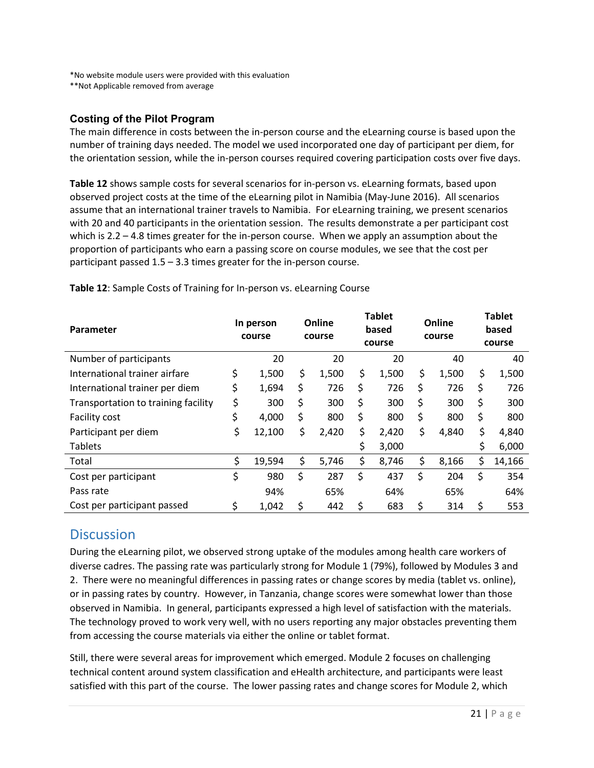*No website module users were provided with this evaluation
**Not Applicable removed from average

### Costing of the Pilot Program

The main difference in costs between the in-person course and the eLearning course is based upon the number of training days needed. The model we used incorporated one day of participant per diem, for the orientation session, while the in-person courses required covering participation costs over five days.

**Table 12** shows sample costs for several scenarios for in-person vs. eLearning formats, based upon observed project costs at the time of the eLearning pilot in Namibia (May-June 2016). All scenarios assume that an international trainer travels to Namibia. For eLearning training, we present scenarios with 20 and 40 participants in the orientation session. The results demonstrate a per participant cost which is 2.2 – 4.8 times greater for the in-person course. When we apply an assumption about the proportion of participants who earn a passing score on course modules, we see that the cost per participant passed 1.5 – 3.3 times greater for the in-person course.

**Table 12**: Sample Costs of Training for In-person vs. eLearning Course

| Parameter | In person course | Online course | Tablet based course | Online course | Tablet based course |
|---|---|---|---|---|---|
| Number of participants | 20 | 20 | 20 | 40 | 40 |
| International trainer airfare | $ 1,500 | $ 1,500 | $ 1,500 | $ 1,500 | $ 1,500 |
| International trainer per diem | $ 1,694 | $ 726 | $ 726 | $ 726 | $ 726 |
| Transportation to training facility | $ 300 | $ 300 | $ 300 | $ 300 | $ 300 |
| Facility cost | $ 4,000 | $ 800 | $ 800 | $ 800 | $ 800 |
| Participant per diem | $ 12,100 | $ 2,420 | $ 2,420 | $ 4,840 | $ 4,840 |
| Tablets | | | $ 3,000 | | $ 6,000 |
| Total | $ 19,594 | $ 5,746 | $ 8,746 | $ 8,166 | $ 14,166 |
| Cost per participant | $ 980 | $ 287 | $ 437 | $ 204 | $ 354 |
| Pass rate | 94% | 65% | 64% | 65% | 64% |
| Cost per participant passed | $ 1,042 | $ 442 | $ 683 | $ 314 | $ 553 |

## Discussion

During the eLearning pilot, we observed strong uptake of the modules among health care workers of diverse cadres. The passing rate was particularly strong for Module 1 (79%), followed by Modules 3 and 2. There were no meaningful differences in passing rates or change scores by media (tablet vs. online), or in passing rates by country. However, in Tanzania, change scores were somewhat lower than those observed in Namibia. In general, participants expressed a high level of satisfaction with the materials. The technology proved to work very well, with no users reporting any major obstacles preventing them from accessing the course materials via either the online or tablet format.

Still, there were several areas for improvement which emerged. Module 2 focuses on challenging technical content around system classification and eHealth architecture, and participants were least satisfied with this part of the course. The lower passing rates and change scores for Module 2, which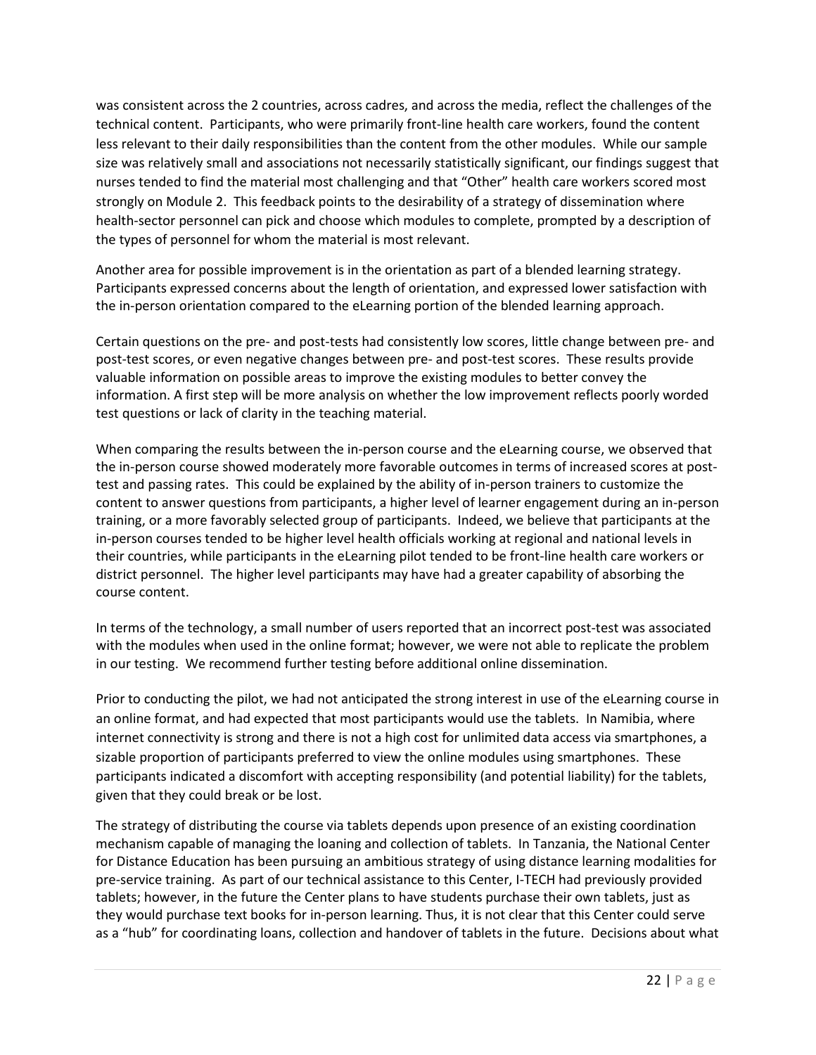was consistent across the 2 countries, across cadres, and across the media, reflect the challenges of the technical content. Participants, who were primarily front-line health care workers, found the content less relevant to their daily responsibilities than the content from the other modules. While our sample size was relatively small and associations not necessarily statistically significant, our findings suggest that nurses tended to find the material most challenging and that "Other" health care workers scored most strongly on Module 2. This feedback points to the desirability of a strategy of dissemination where health-sector personnel can pick and choose which modules to complete, prompted by a description of the types of personnel for whom the material is most relevant.

Another area for possible improvement is in the orientation as part of a blended learning strategy. Participants expressed concerns about the length of orientation, and expressed lower satisfaction with the in-person orientation compared to the eLearning portion of the blended learning approach.

Certain questions on the pre- and post-tests had consistently low scores, little change between pre- and post-test scores, or even negative changes between pre- and post-test scores. These results provide valuable information on possible areas to improve the existing modules to better convey the information. A first step will be more analysis on whether the low improvement reflects poorly worded test questions or lack of clarity in the teaching material.

When comparing the results between the in-person course and the eLearning course, we observed that the in-person course showed moderately more favorable outcomes in terms of increased scores at post-test and passing rates. This could be explained by the ability of in-person trainers to customize the content to answer questions from participants, a higher level of learner engagement during an in-person training, or a more favorably selected group of participants. Indeed, we believe that participants at the in-person courses tended to be higher level health officials working at regional and national levels in their countries, while participants in the eLearning pilot tended to be front-line health care workers or district personnel. The higher level participants may have had a greater capability of absorbing the course content.

In terms of the technology, a small number of users reported that an incorrect post-test was associated with the modules when used in the online format; however, we were not able to replicate the problem in our testing. We recommend further testing before additional online dissemination.

Prior to conducting the pilot, we had not anticipated the strong interest in use of the eLearning course in an online format, and had expected that most participants would use the tablets. In Namibia, where internet connectivity is strong and there is not a high cost for unlimited data access via smartphones, a sizable proportion of participants preferred to view the online modules using smartphones. These participants indicated a discomfort with accepting responsibility (and potential liability) for the tablets, given that they could break or be lost.

The strategy of distributing the course via tablets depends upon presence of an existing coordination mechanism capable of managing the loaning and collection of tablets. In Tanzania, the National Center for Distance Education has been pursuing an ambitious strategy of using distance learning modalities for pre-service training. As part of our technical assistance to this Center, I-TECH had previously provided tablets; however, in the future the Center plans to have students purchase their own tablets, just as they would purchase text books for in-person learning. Thus, it is not clear that this Center could serve as a "hub" for coordinating loans, collection and handover of tablets in the future. Decisions about what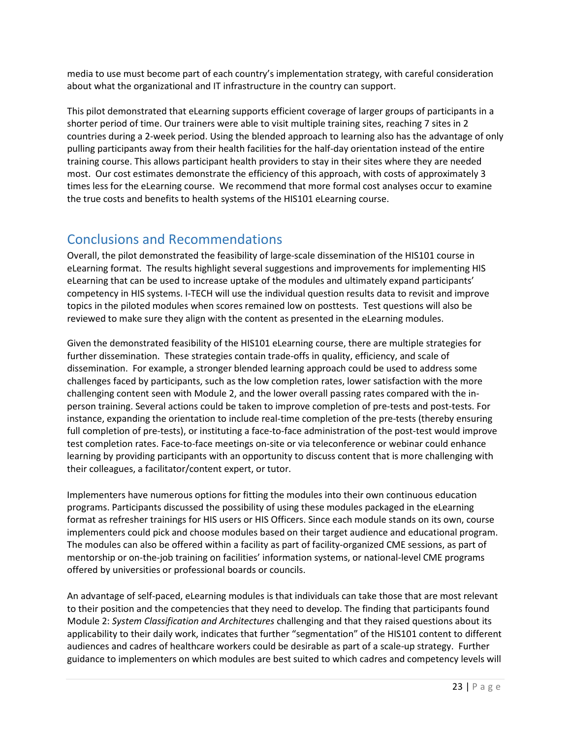media to use must become part of each country's implementation strategy, with careful consideration about what the organizational and IT infrastructure in the country can support.

This pilot demonstrated that eLearning supports efficient coverage of larger groups of participants in a shorter period of time. Our trainers were able to visit multiple training sites, reaching 7 sites in 2 countries during a 2-week period. Using the blended approach to learning also has the advantage of only pulling participants away from their health facilities for the half-day orientation instead of the entire training course. This allows participant health providers to stay in their sites where they are needed most. Our cost estimates demonstrate the efficiency of this approach, with costs of approximately 3 times less for the eLearning course. We recommend that more formal cost analyses occur to examine the true costs and benefits to health systems of the HIS101 eLearning course.

## Conclusions and Recommendations

Overall, the pilot demonstrated the feasibility of large-scale dissemination of the HIS101 course in eLearning format. The results highlight several suggestions and improvements for implementing HIS eLearning that can be used to increase uptake of the modules and ultimately expand participants' competency in HIS systems. I-TECH will use the individual question results data to revisit and improve topics in the piloted modules when scores remained low on posttests. Test questions will also be reviewed to make sure they align with the content as presented in the eLearning modules.

Given the demonstrated feasibility of the HIS101 eLearning course, there are multiple strategies for further dissemination. These strategies contain trade-offs in quality, efficiency, and scale of dissemination. For example, a stronger blended learning approach could be used to address some challenges faced by participants, such as the low completion rates, lower satisfaction with the more challenging content seen with Module 2, and the lower overall passing rates compared with the in-person training. Several actions could be taken to improve completion of pre-tests and post-tests. For instance, expanding the orientation to include real-time completion of the pre-tests (thereby ensuring full completion of pre-tests), or instituting a face-to-face administration of the post-test would improve test completion rates. Face-to-face meetings on-site or via teleconference or webinar could enhance learning by providing participants with an opportunity to discuss content that is more challenging with their colleagues, a facilitator/content expert, or tutor.

Implementers have numerous options for fitting the modules into their own continuous education programs. Participants discussed the possibility of using these modules packaged in the eLearning format as refresher trainings for HIS users or HIS Officers. Since each module stands on its own, course implementers could pick and choose modules based on their target audience and educational program. The modules can also be offered within a facility as part of facility-organized CME sessions, as part of mentorship or on-the-job training on facilities' information systems, or national-level CME programs offered by universities or professional boards or councils.

An advantage of self-paced, eLearning modules is that individuals can take those that are most relevant to their position and the competencies that they need to develop. The finding that participants found Module 2: *System Classification and Architectures* challenging and that they raised questions about its applicability to their daily work, indicates that further "segmentation" of the HIS101 content to different audiences and cadres of healthcare workers could be desirable as part of a scale-up strategy. Further guidance to implementers on which modules are best suited to which cadres and competency levels will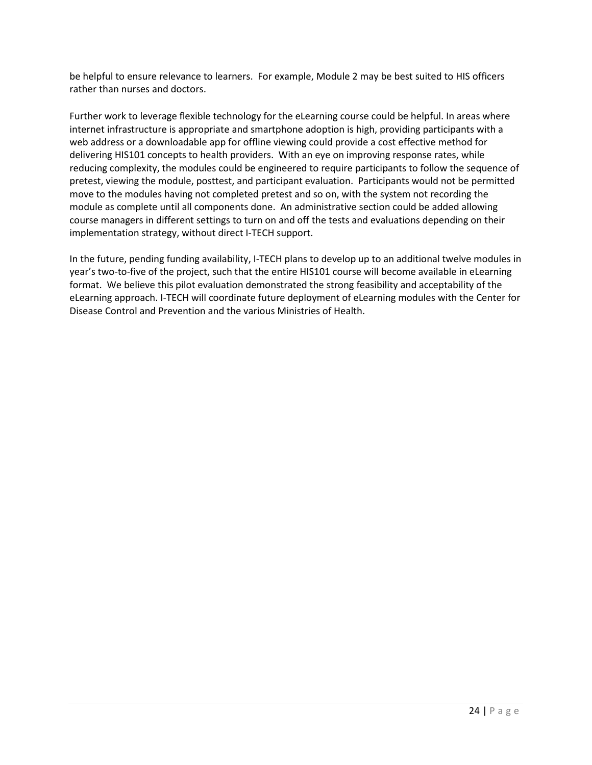be helpful to ensure relevance to learners. For example, Module 2 may be best suited to HIS officers rather than nurses and doctors.

Further work to leverage flexible technology for the eLearning course could be helpful. In areas where internet infrastructure is appropriate and smartphone adoption is high, providing participants with a web address or a downloadable app for offline viewing could provide a cost effective method for delivering HIS101 concepts to health providers. With an eye on improving response rates, while reducing complexity, the modules could be engineered to require participants to follow the sequence of pretest, viewing the module, posttest, and participant evaluation. Participants would not be permitted move to the modules having not completed pretest and so on, with the system not recording the module as complete until all components done. An administrative section could be added allowing course managers in different settings to turn on and off the tests and evaluations depending on their implementation strategy, without direct I-TECH support.

In the future, pending funding availability, I-TECH plans to develop up to an additional twelve modules in year's two-to-five of the project, such that the entire HIS101 course will become available in eLearning format. We believe this pilot evaluation demonstrated the strong feasibility and acceptability of the eLearning approach. I-TECH will coordinate future deployment of eLearning modules with the Center for Disease Control and Prevention and the various Ministries of Health.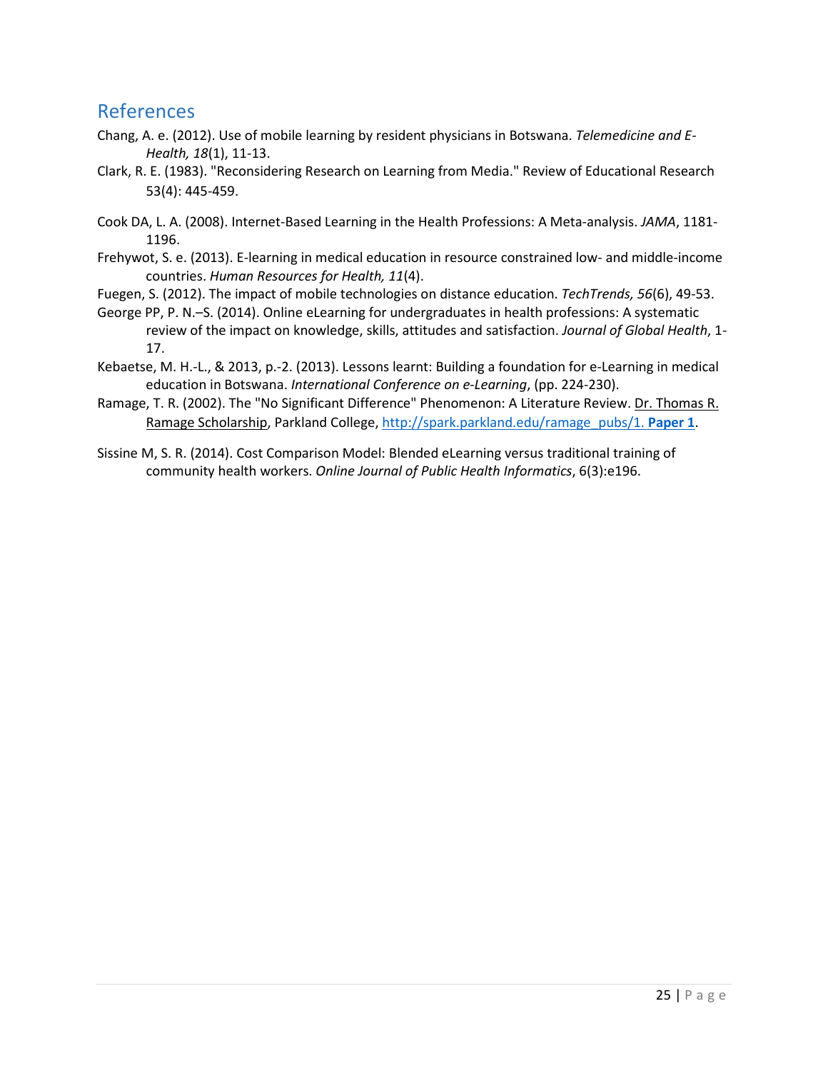## References

Chang, A. e. (2012). Use of mobile learning by resident physicians in Botswana. *Telemedicine and E-Health, 18*(1), 11-13.

Clark, R. E. (1983). "Reconsidering Research on Learning from Media." Review of Educational Research 53(4): 445-459.

Cook DA, L. A. (2008). Internet-Based Learning in the Health Professions: A Meta-analysis. *JAMA*, 1181-1196.

Frehywot, S. e. (2013). E-learning in medical education in resource constrained low- and middle-income countries. *Human Resources for Health, 11*(4).

Fuegen, S. (2012). The impact of mobile technologies on distance education. *TechTrends, 56*(6), 49-53.

George PP, P. N.–S. (2014). Online eLearning for undergraduates in health professions: A systematic review of the impact on knowledge, skills, attitudes and satisfaction. *Journal of Global Health*, 1-17.

Kebaetse, M. H.-L., & 2013, p.-2. (2013). Lessons learnt: Building a foundation for e-Learning in medical education in Botswana. *International Conference on e-Learning*, (pp. 224-230).

Ramage, T. R. (2002). The "No Significant Difference" Phenomenon: A Literature Review. Dr. Thomas R. Ramage Scholarship, Parkland College, http://spark.parkland.edu/ramage_pubs/1. **Paper 1**.

Sissine M, S. R. (2014). Cost Comparison Model: Blended eLearning versus traditional training of community health workers. *Online Journal of Public Health Informatics*, 6(3):e196.